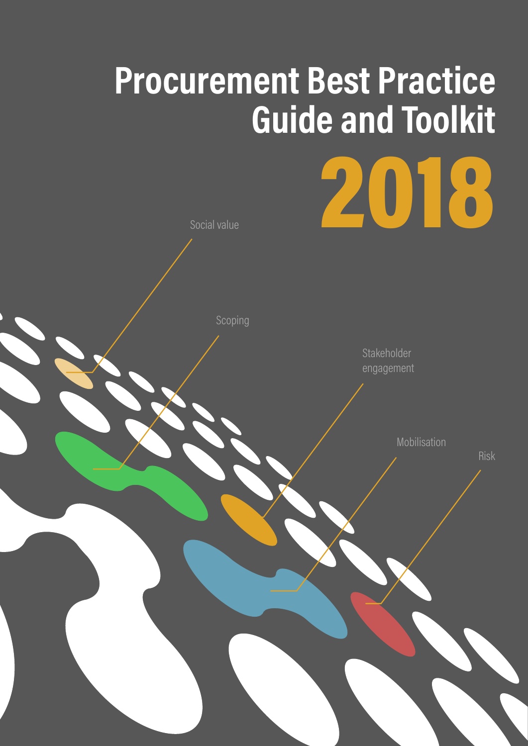# Procurement Best Practice Guide and Toolkit

# 2018

Social value

Scoping

Stakeholder engagement

Mobilisation

Risk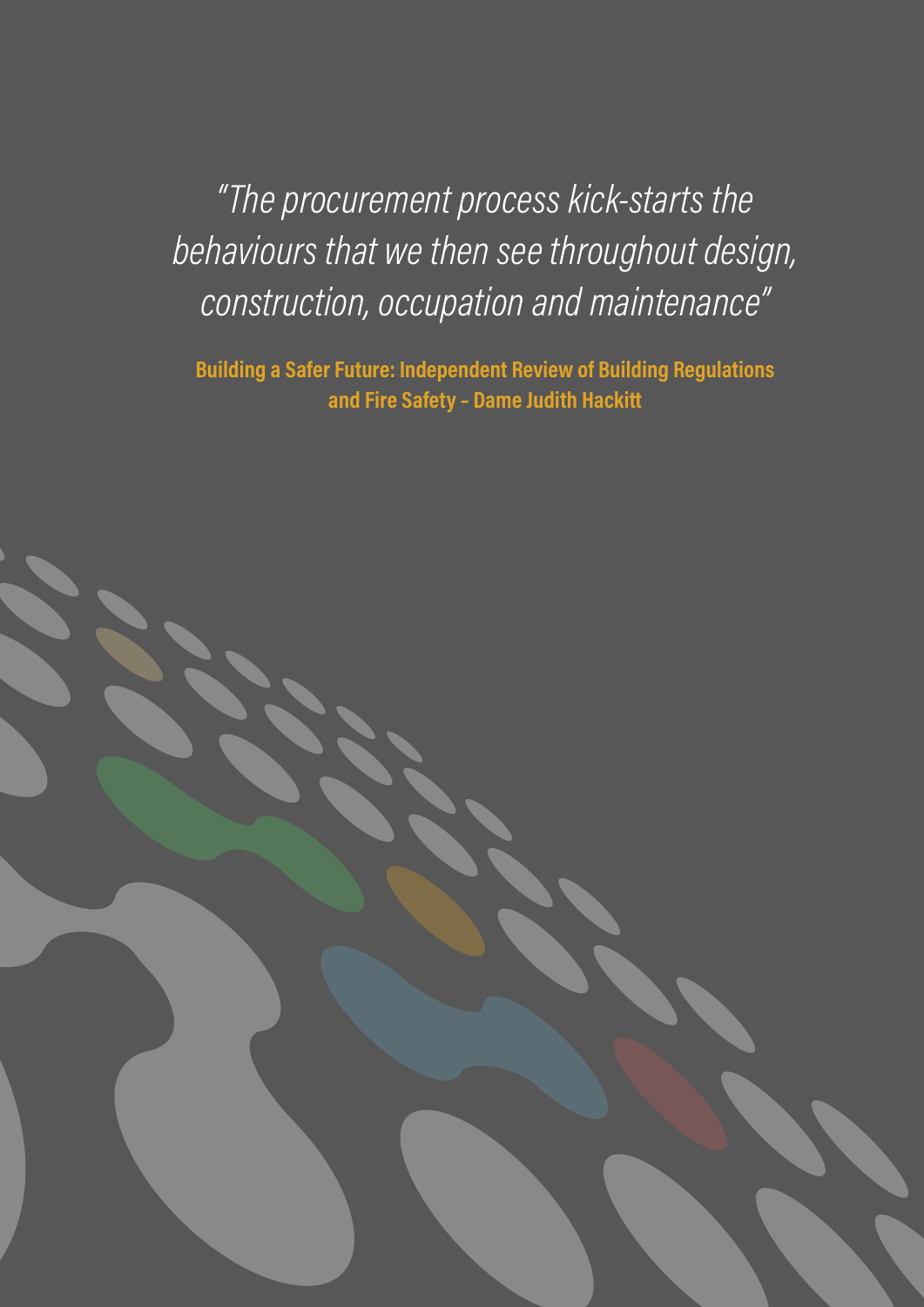*"The procurement process kick-starts the behaviours that we then see throughout design, construction, occupation and maintenance"*

**Building a Safer Future: Independent Review of Building Regulations and Fire Safety – Dame Judith Hackitt**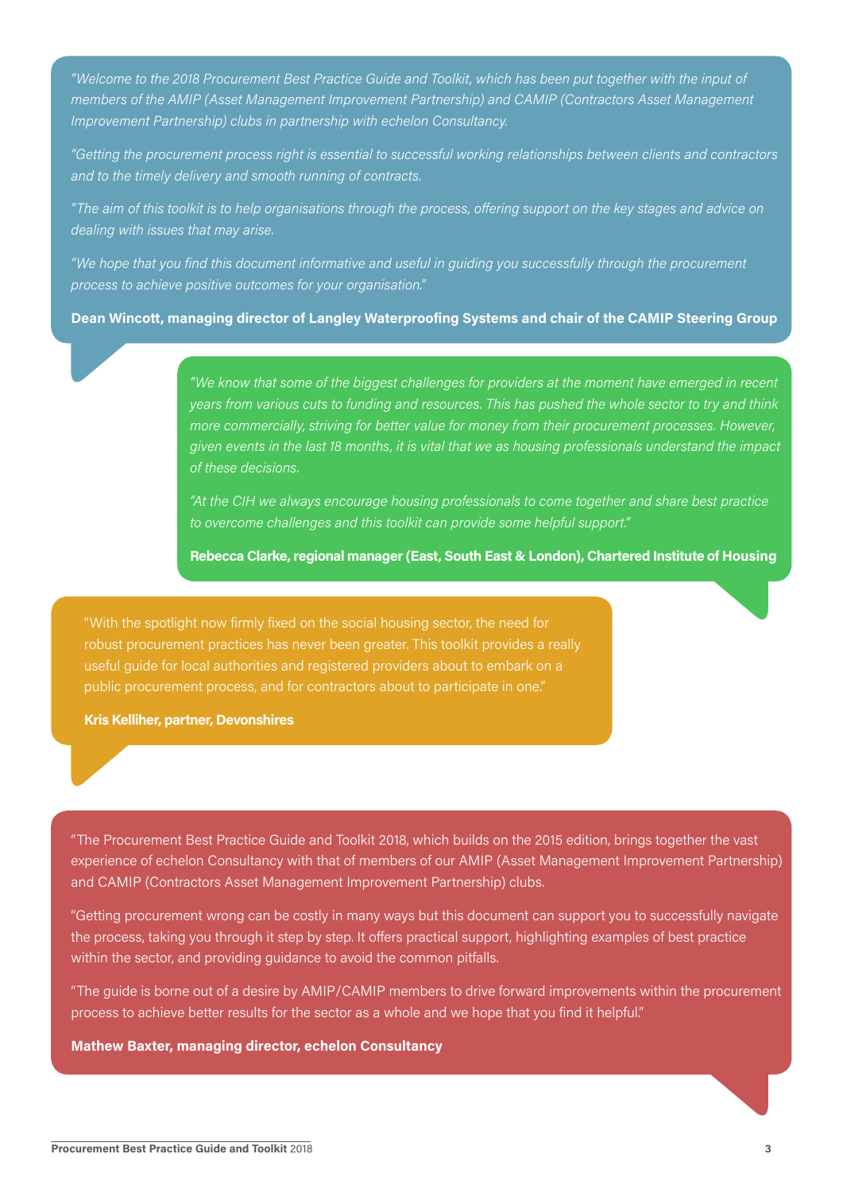*"Welcome to the 2018 Procurement Best Practice Guide and Toolkit, which has been put together with the input of members of the AMIP (Asset Management Improvement Partnership) and CAMIP (Contractors Asset Management Improvement Partnership) clubs in partnership with echelon Consultancy.*

*"Getting the procurement process right is essential to successful working relationships between clients and contractors and to the timely delivery and smooth running of contracts.*

*"The aim of this toolkit is to help organisations through the process, offering support on the key stages and advice on dealing with issues that may arise.*

*"We hope that you find this document informative and useful in guiding you successfully through the procurement process to achieve positive outcomes for your organisation."*

**Dean Wincott, managing director of Langley Waterproofing Systems and chair of the CAMIP Steering Group**

*"We know that some of the biggest challenges for providers at the moment have emerged in recent years from various cuts to funding and resources. This has pushed the whole sector to try and think more commercially, striving for better value for money from their procurement processes. However, given events in the last 18 months, it is vital that we as housing professionals understand the impact of these decisions.*

*"At the CIH we always encourage housing professionals to come together and share best practice to overcome challenges and this toolkit can provide some helpful support."*

**Rebecca Clarke, regional manager (East, South East & London), Chartered Institute of Housing**

"With the spotlight now firmly fixed on the social housing sector, the need for robust procurement practices has never been greater. This toolkit provides a really useful guide for local authorities and registered providers about to embark on a public procurement process, and for contractors about to participate in one."

**Kris Kelliher, partner, Devonshires**

"The Procurement Best Practice Guide and Toolkit 2018, which builds on the 2015 edition, brings together the vast experience of echelon Consultancy with that of members of our AMIP (Asset Management Improvement Partnership) and CAMIP (Contractors Asset Management Improvement Partnership) clubs.

"Getting procurement wrong can be costly in many ways but this document can support you to successfully navigate the process, taking you through it step by step. It offers practical support, highlighting examples of best practice within the sector, and providing guidance to avoid the common pitfalls.

"The guide is borne out of a desire by AMIP/CAMIP members to drive forward improvements within the procurement process to achieve better results for the sector as a whole and we hope that you find it helpful."

**Mathew Baxter, managing director, echelon Consultancy**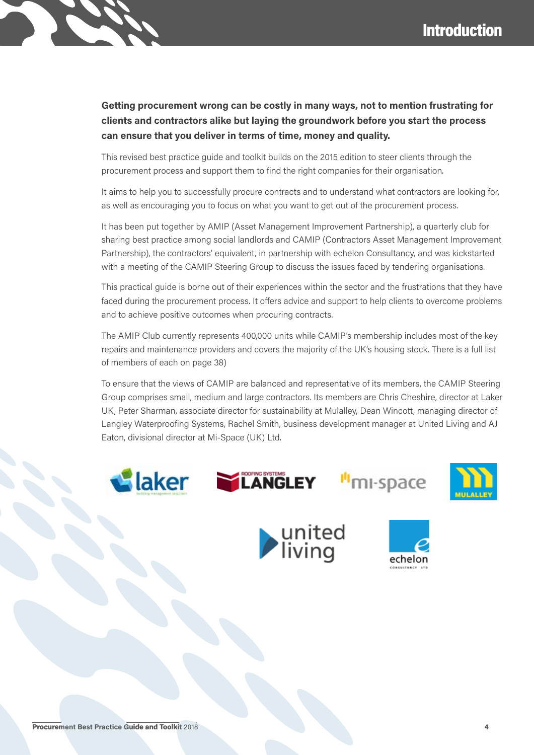# Introduction

**Getting procurement wrong can be costly in many ways, not to mention frustrating for clients and contractors alike but laying the groundwork before you start the process can ensure that you deliver in terms of time, money and quality.**

This revised best practice guide and toolkit builds on the 2015 edition to steer clients through the procurement process and support them to find the right companies for their organisation.

It aims to help you to successfully procure contracts and to understand what contractors are looking for, as well as encouraging you to focus on what you want to get out of the procurement process.

It has been put together by AMIP (Asset Management Improvement Partnership), a quarterly club for sharing best practice among social landlords and CAMIP (Contractors Asset Management Improvement Partnership), the contractors' equivalent, in partnership with echelon Consultancy, and was kickstarted with a meeting of the CAMIP Steering Group to discuss the issues faced by tendering organisations.

This practical guide is borne out of their experiences within the sector and the frustrations that they have faced during the procurement process. It offers advice and support to help clients to overcome problems and to achieve positive outcomes when procuring contracts.

The AMIP Club currently represents 400,000 units while CAMIP's membership includes most of the key repairs and maintenance providers and covers the majority of the UK's housing stock. There is a full list of members of each on page 38)

To ensure that the views of CAMIP are balanced and representative of its members, the CAMIP Steering Group comprises small, medium and large contractors. Its members are Chris Cheshire, director at Laker UK, Peter Sharman, associate director for sustainability at Mulalley, Dean Wincott, managing director of Langley Waterproofing Systems, Rachel Smith, business development manager at United Living and AJ Eaton, divisional director at Mi-Space (UK) Ltd.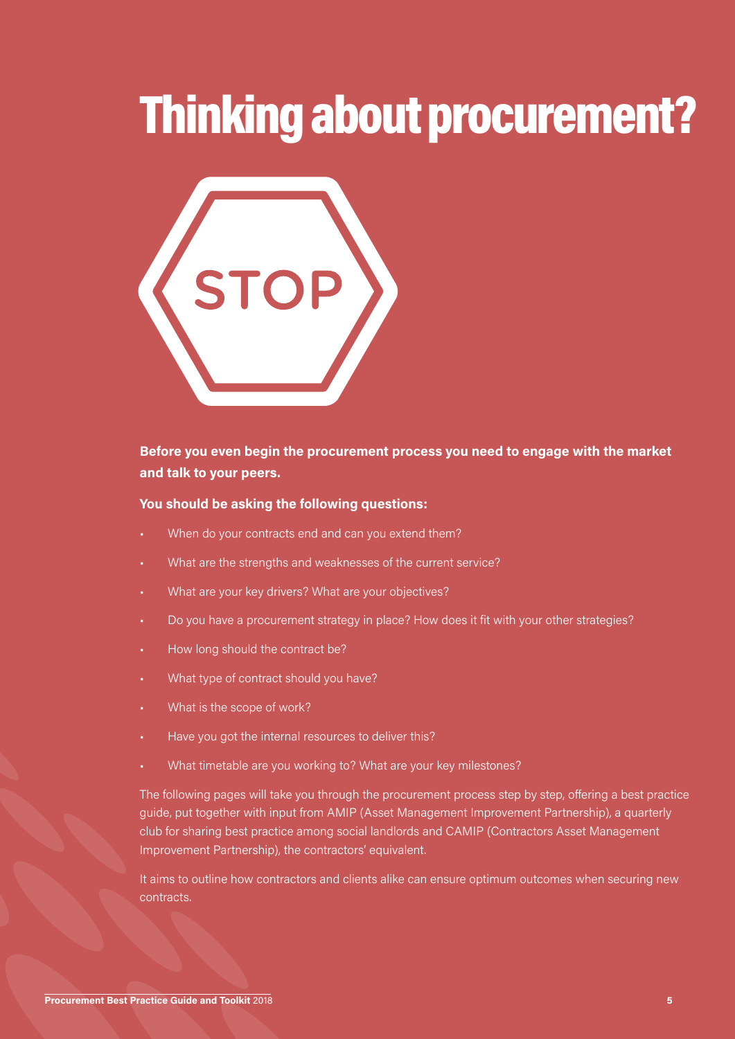# Thinking about procurement?

STOP

**Before you even begin the procurement process you need to engage with the market and talk to your peers.**

**You should be asking the following questions:**

- When do your contracts end and can you extend them?
- What are the strengths and weaknesses of the current service?
- What are your key drivers? What are your objectives?
- Do you have a procurement strategy in place? How does it fit with your other strategies?
- How long should the contract be?
- What type of contract should you have?
- What is the scope of work?
- Have you got the internal resources to deliver this?
- What timetable are you working to? What are your key milestones?

The following pages will take you through the procurement process step by step, offering a best practice guide, put together with input from AMIP (Asset Management Improvement Partnership), a quarterly club for sharing best practice among social landlords and CAMIP (Contractors Asset Management Improvement Partnership), the contractors' equivalent.

It aims to outline how contractors and clients alike can ensure optimum outcomes when securing new contracts.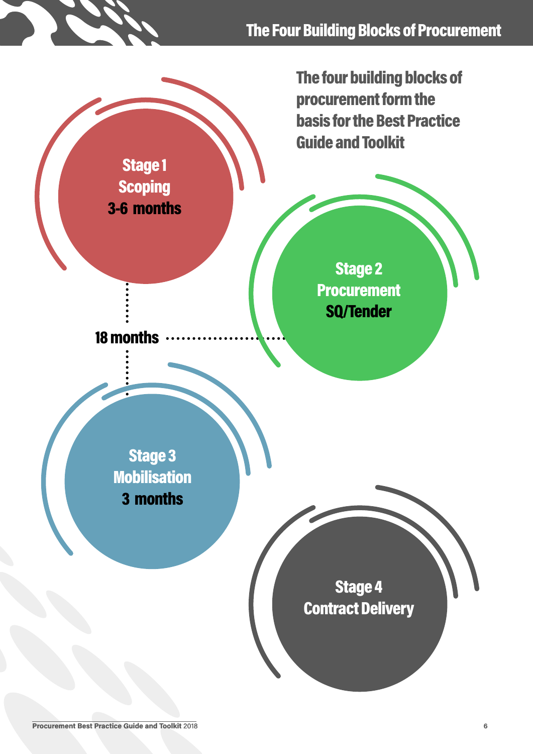# The Four Building Blocks of Procurement

**The four building blocks of procurement form the basis for the Best Practice Guide and Toolkit**

**Stage 1**
**Scoping**
**3-6 months**

**Stage 2**
**Procurement**
**SQ/Tender**

**18 months**

**Stage 3**
**Mobilisation**
**3 months**

**Stage 4**
**Contract Delivery**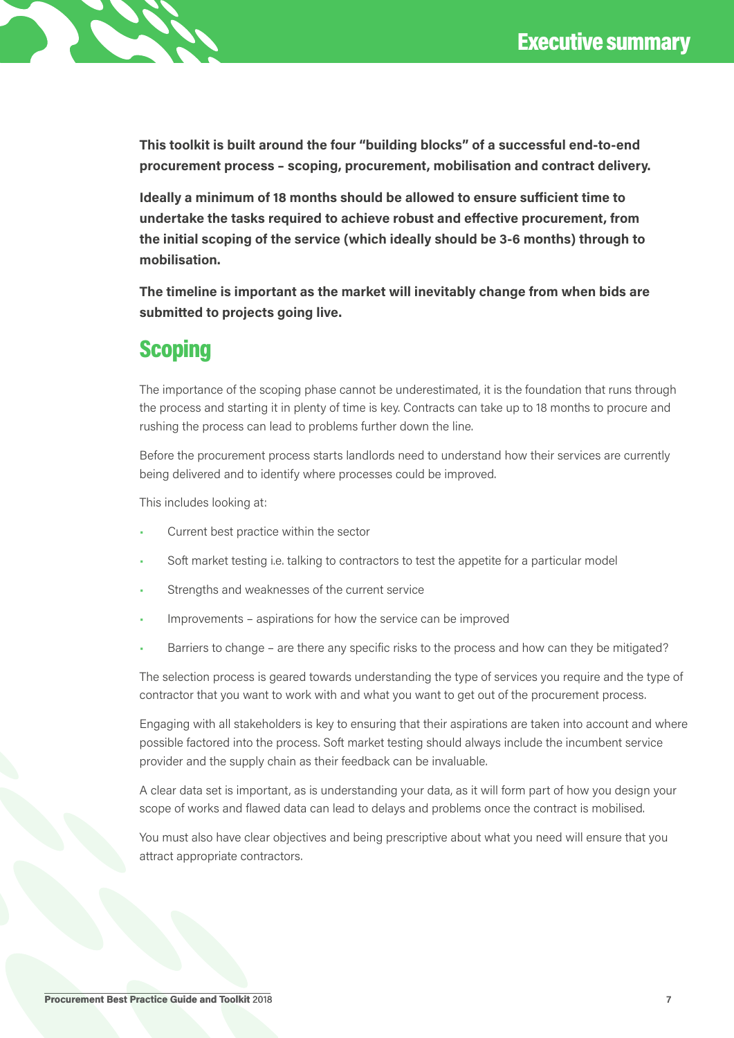# Executive summary

**This toolkit is built around the four "building blocks" of a successful end-to-end procurement process – scoping, procurement, mobilisation and contract delivery.**

**Ideally a minimum of 18 months should be allowed to ensure sufficient time to undertake the tasks required to achieve robust and effective procurement, from the initial scoping of the service (which ideally should be 3-6 months) through to mobilisation.**

**The timeline is important as the market will inevitably change from when bids are submitted to projects going live.**

## Scoping

The importance of the scoping phase cannot be underestimated, it is the foundation that runs through the process and starting it in plenty of time is key. Contracts can take up to 18 months to procure and rushing the process can lead to problems further down the line.

Before the procurement process starts landlords need to understand how their services are currently being delivered and to identify where processes could be improved.

This includes looking at:

- Current best practice within the sector
- Soft market testing i.e. talking to contractors to test the appetite for a particular model
- Strengths and weaknesses of the current service
- Improvements – aspirations for how the service can be improved
- Barriers to change – are there any specific risks to the process and how can they be mitigated?

The selection process is geared towards understanding the type of services you require and the type of contractor that you want to work with and what you want to get out of the procurement process.

Engaging with all stakeholders is key to ensuring that their aspirations are taken into account and where possible factored into the process. Soft market testing should always include the incumbent service provider and the supply chain as their feedback can be invaluable.

A clear data set is important, as is understanding your data, as it will form part of how you design your scope of works and flawed data can lead to delays and problems once the contract is mobilised.

You must also have clear objectives and being prescriptive about what you need will ensure that you attract appropriate contractors.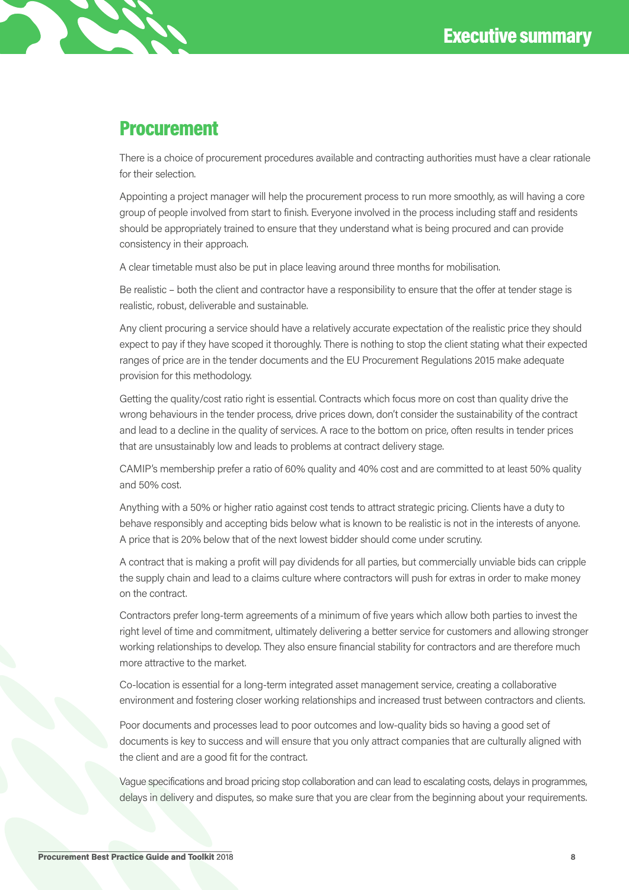## Procurement

There is a choice of procurement procedures available and contracting authorities must have a clear rationale for their selection.

Appointing a project manager will help the procurement process to run more smoothly, as will having a core group of people involved from start to finish. Everyone involved in the process including staff and residents should be appropriately trained to ensure that they understand what is being procured and can provide consistency in their approach.

A clear timetable must also be put in place leaving around three months for mobilisation.

Be realistic – both the client and contractor have a responsibility to ensure that the offer at tender stage is realistic, robust, deliverable and sustainable.

Any client procuring a service should have a relatively accurate expectation of the realistic price they should expect to pay if they have scoped it thoroughly. There is nothing to stop the client stating what their expected ranges of price are in the tender documents and the EU Procurement Regulations 2015 make adequate provision for this methodology.

Getting the quality/cost ratio right is essential. Contracts which focus more on cost than quality drive the wrong behaviours in the tender process, drive prices down, don't consider the sustainability of the contract and lead to a decline in the quality of services. A race to the bottom on price, often results in tender prices that are unsustainably low and leads to problems at contract delivery stage.

CAMIP's membership prefer a ratio of 60% quality and 40% cost and are committed to at least 50% quality and 50% cost.

Anything with a 50% or higher ratio against cost tends to attract strategic pricing. Clients have a duty to behave responsibly and accepting bids below what is known to be realistic is not in the interests of anyone. A price that is 20% below that of the next lowest bidder should come under scrutiny.

A contract that is making a profit will pay dividends for all parties, but commercially unviable bids can cripple the supply chain and lead to a claims culture where contractors will push for extras in order to make money on the contract.

Contractors prefer long-term agreements of a minimum of five years which allow both parties to invest the right level of time and commitment, ultimately delivering a better service for customers and allowing stronger working relationships to develop. They also ensure financial stability for contractors and are therefore much more attractive to the market.

Co-location is essential for a long-term integrated asset management service, creating a collaborative environment and fostering closer working relationships and increased trust between contractors and clients.

Poor documents and processes lead to poor outcomes and low-quality bids so having a good set of documents is key to success and will ensure that you only attract companies that are culturally aligned with the client and are a good fit for the contract.

Vague specifications and broad pricing stop collaboration and can lead to escalating costs, delays in programmes, delays in delivery and disputes, so make sure that you are clear from the beginning about your requirements.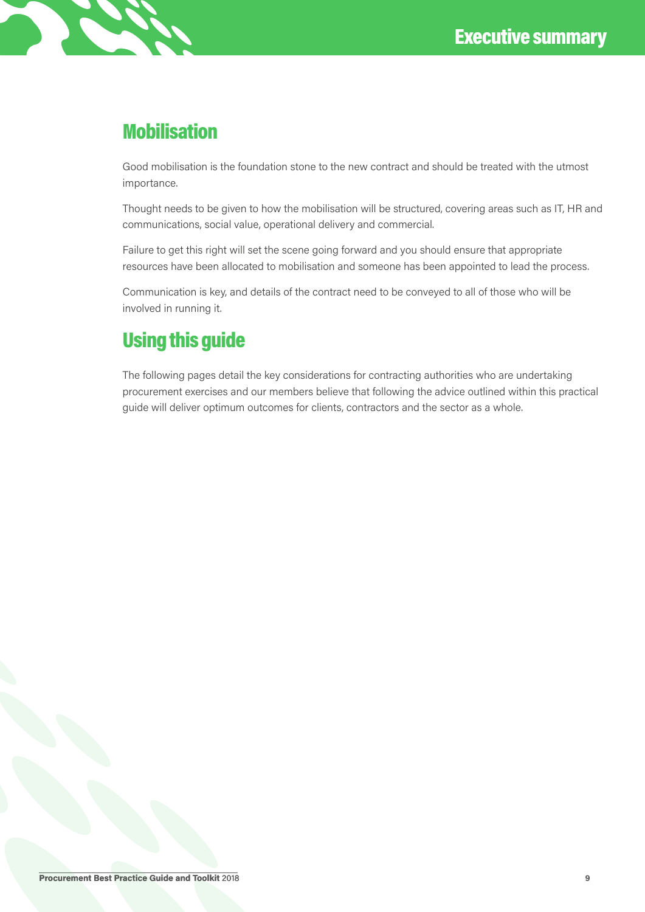## Mobilisation

Good mobilisation is the foundation stone to the new contract and should be treated with the utmost importance.

Thought needs to be given to how the mobilisation will be structured, covering areas such as IT, HR and communications, social value, operational delivery and commercial.

Failure to get this right will set the scene going forward and you should ensure that appropriate resources have been allocated to mobilisation and someone has been appointed to lead the process.

Communication is key, and details of the contract need to be conveyed to all of those who will be involved in running it.

## Using this guide

The following pages detail the key considerations for contracting authorities who are undertaking procurement exercises and our members believe that following the advice outlined within this practical guide will deliver optimum outcomes for clients, contractors and the sector as a whole.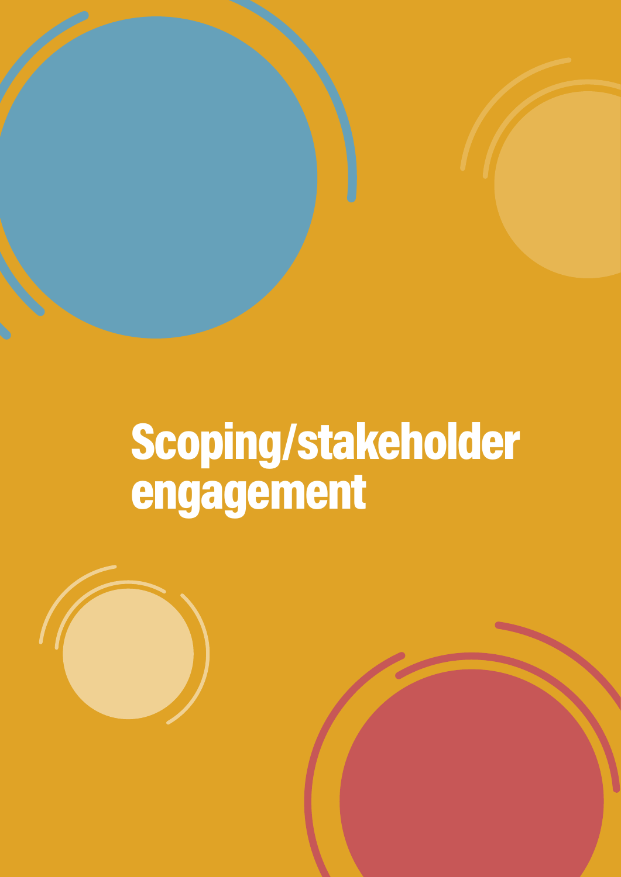# Scoping/stakeholder engagement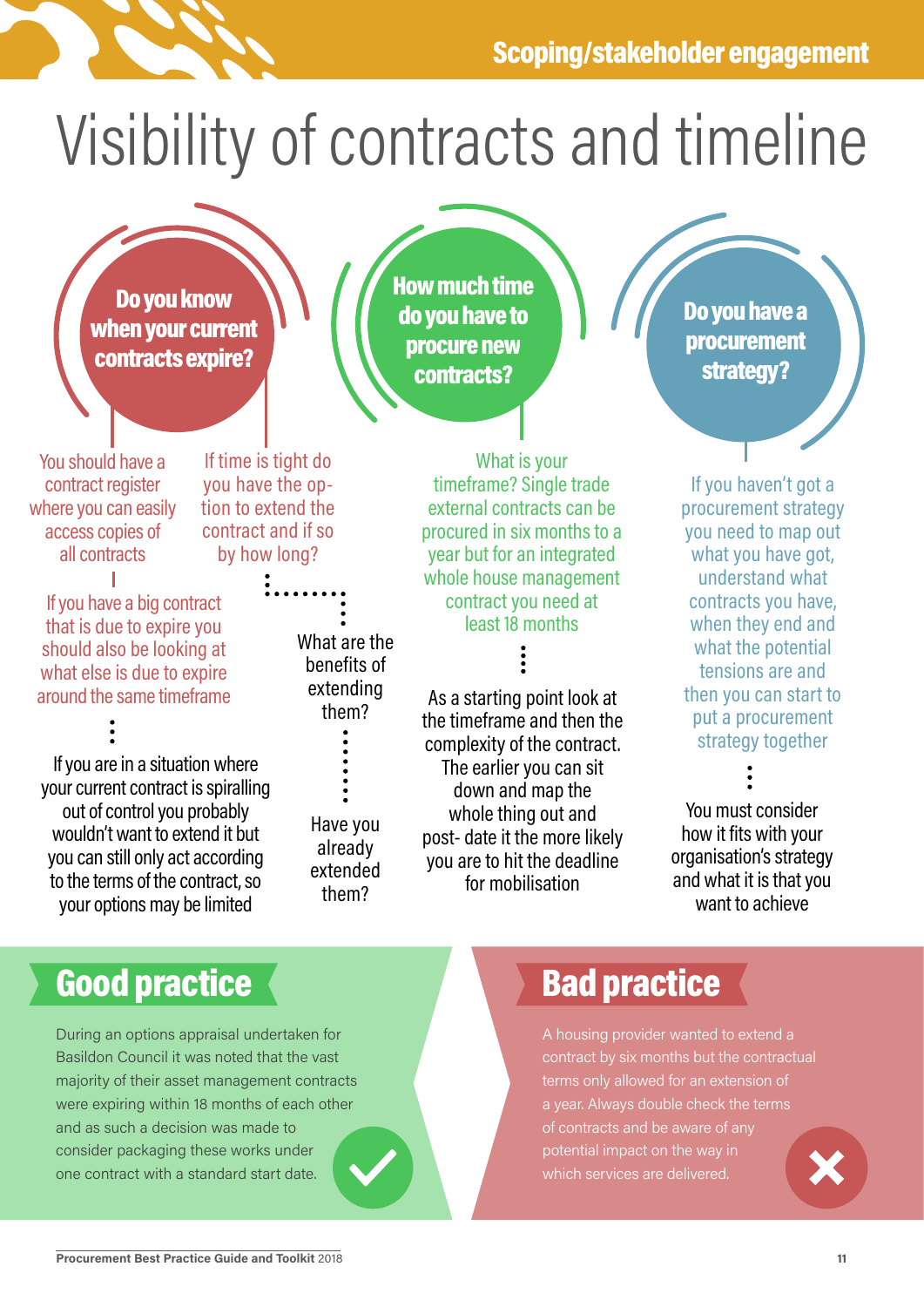Scoping/stakeholder engagement

# Visibility of contracts and timeline

## Do you know when your current contracts expire?

You should have a contract register where you can easily access copies of all contracts

If you have a big contract that is due to expire you should also be looking at what else is due to expire around the same timeframe

If you are in a situation where your current contract is spiralling out of control you probably wouldn't want to extend it but you can still only act according to the terms of the contract, so your options may be limited

If time is tight do you have the option to extend the contract and if so by how long?

What are the benefits of extending them?

Have you already extended them?

## How much time do you have to procure new contracts?

What is your timeframe? Single trade external contracts can be procured in six months to a year but for an integrated whole house management contract you need at least 18 months

As a starting point look at the timeframe and then the complexity of the contract. The earlier you can sit down and map the whole thing out and post- date it the more likely you are to hit the deadline for mobilisation

## Do you have a procurement strategy?

If you haven't got a procurement strategy you need to map out what you have got, understand what contracts you have, when they end and what the potential tensions are and then you can start to put a procurement strategy together

You must consider how it fits with your organisation's strategy and what it is that you want to achieve

## Good practice

During an options appraisal undertaken for Basildon Council it was noted that the vast majority of their asset management contracts were expiring within 18 months of each other and as such a decision was made to consider packaging these works under one contract with a standard start date.

## Bad practice

A housing provider wanted to extend a contract by six months but the contractual terms only allowed for an extension of a year. Always double check the terms of contracts and be aware of any potential impact on the way in which services are delivered.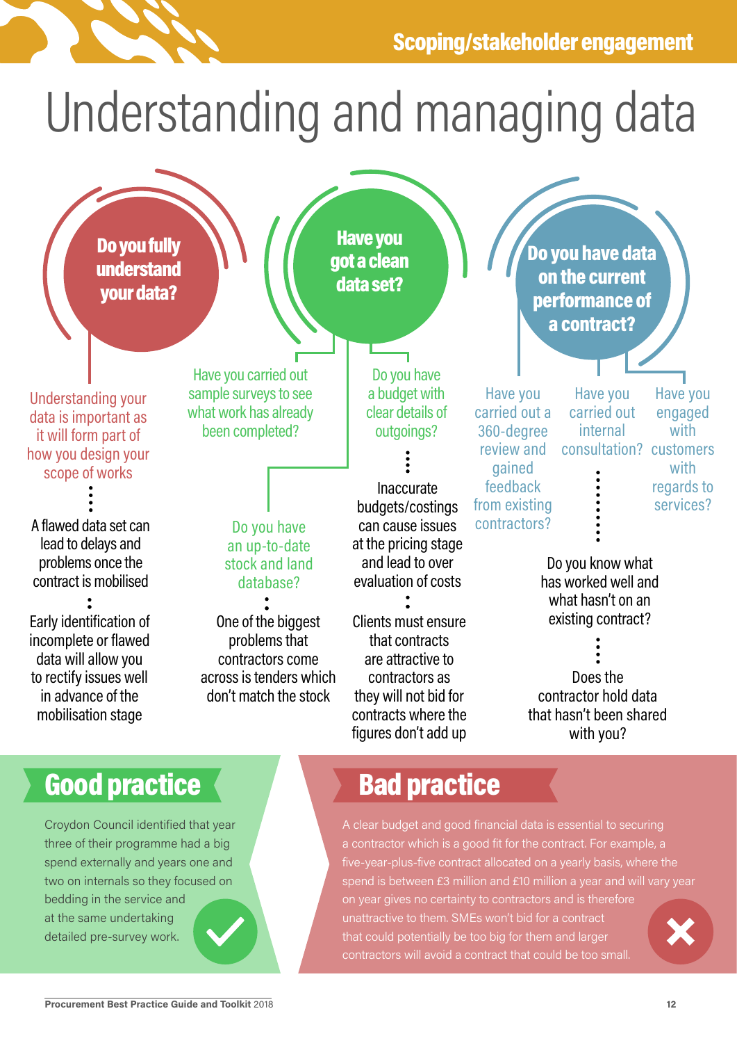# Understanding and managing data

## Do you fully understand your data?

Understanding your data is important as it will form part of how you design your scope of works

A flawed data set can lead to delays and problems once the contract is mobilised

Early identification of incomplete or flawed data will allow you to rectify issues well in advance of the mobilisation stage

## Have you got a clean data set?

Have you carried out sample surveys to see what work has already been completed?

Do you have an up-to-date stock and land database?

One of the biggest problems that contractors come across is tenders which don't match the stock

Do you have a budget with clear details of outgoings?

Inaccurate budgets/costings can cause issues at the pricing stage and lead to over evaluation of costs

Clients must ensure that contracts are attractive to contractors as they will not bid for contracts where the figures don't add up

## Do you have data on the current performance of a contract?

Have you carried out a 360-degree review and gained feedback from existing contractors?

Have you carried out internal consultation?

Have you engaged with customers with regards to services?

Do you know what has worked well and what hasn't on an existing contract?

Does the contractor hold data that hasn't been shared with you?

## Good practice

Croydon Council identified that year three of their programme had a big spend externally and years one and two on internals so they focused on bedding in the service and at the same undertaking detailed pre-survey work.

## Bad practice

A clear budget and good financial data is essential to securing a contractor which is a good fit for the contract. For example, a five-year-plus-five contract allocated on a yearly basis, where the spend is between £3 million and £10 million a year and will vary year on year gives no certainty to contractors and is therefore unattractive to them. SMEs won't bid for a contract that could potentially be too big for them and larger contractors will avoid a contract that could be too small.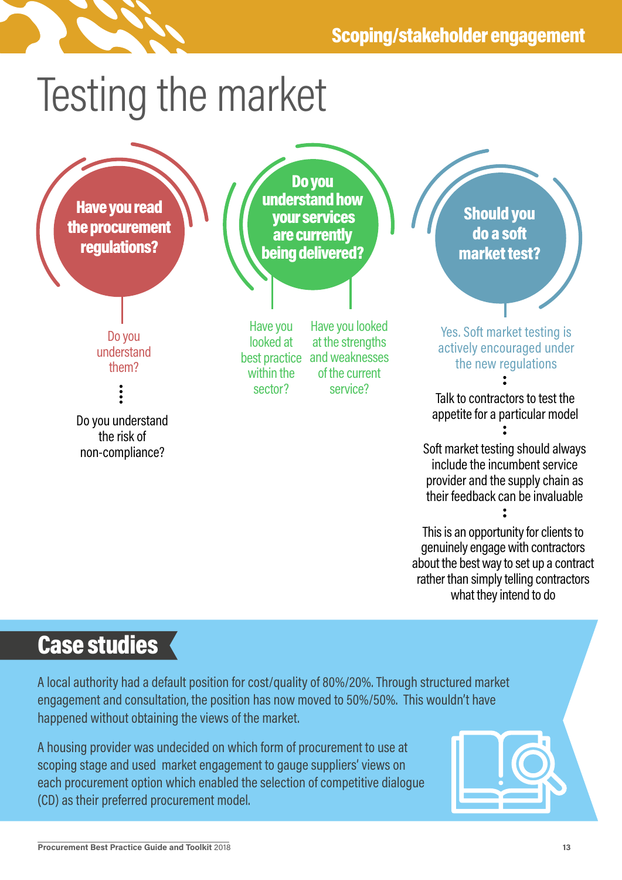# Testing the market

### Have you read the procurement regulations?

Do you understand them?

Do you understand the risk of non-compliance?

### Do you understand how your services are currently being delivered?

Have you looked at best practice within the sector?

Have you looked at the strengths and weaknesses of the current service?

### Should you do a soft market test?

Yes. Soft market testing is actively encouraged under the new regulations

Talk to contractors to test the appetite for a particular model

Soft market testing should always include the incumbent service provider and the supply chain as their feedback can be invaluable

This is an opportunity for clients to genuinely engage with contractors about the best way to set up a contract rather than simply telling contractors what they intend to do

## Case studies

A local authority had a default position for cost/quality of 80%/20%. Through structured market engagement and consultation, the position has now moved to 50%/50%. This wouldn't have happened without obtaining the views of the market.

A housing provider was undecided on which form of procurement to use at scoping stage and used market engagement to gauge suppliers' views on each procurement option which enabled the selection of competitive dialogue (CD) as their preferred procurement model.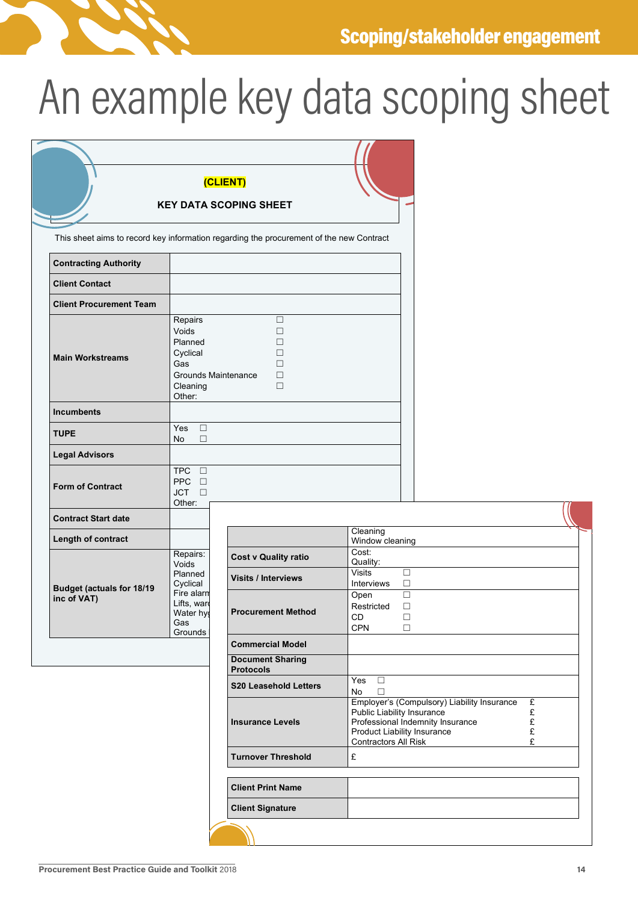# An example key data scoping sheet

**(CLIENT)**

**KEY DATA SCOPING SHEET**

This sheet aims to record key information regarding the procurement of the new Contract

| | |
|---|---|
| **Contracting Authority** | |
| **Client Contact** | |
| **Client Procurement Team** | |
| **Main Workstreams** | Repairs ☐<br>Voids ☐<br>Planned ☐<br>Cyclical ☐<br>Gas ☐<br>Grounds Maintenance ☐<br>Cleaning ☐<br>Other: |
| **Incumbents** | |
| **TUPE** | Yes ☐<br>No ☐ |
| **Legal Advisors** | |
| **Form of Contract** | TPC ☐<br>PPC ☐<br>JCT ☐<br>Other: |
| **Contract Start date** | |
| **Length of contract** | |
| **Budget (actuals for 18/19 inc of VAT)** | Repairs:<br>Voids<br>Planned<br>Cyclical<br>Fire alarm<br>Lifts, ward<br>Water hyg<br>Gas<br>Grounds |

| | |
|---|---|
| | Cleaning<br>Window cleaning |
| **Cost v Quality ratio** | Cost:<br>Quality: |
| **Visits / Interviews** | Visits ☐<br>Interviews ☐ |
| **Procurement Method** | Open ☐<br>Restricted ☐<br>CD ☐<br>CPN ☐ |
| **Commercial Model** | |
| **Document Sharing Protocols** | |
| **S20 Leasehold Letters** | Yes ☐<br>No ☐ |
| **Insurance Levels** | Employer's (Compulsory) Liability Insurance £<br>Public Liability Insurance £<br>Professional Indemnity Insurance £<br>Product Liability Insurance £<br>Contractors All Risk £ |
| **Turnover Threshold** | £ |

| | |
|---|---|
| **Client Print Name** | |
| **Client Signature** | |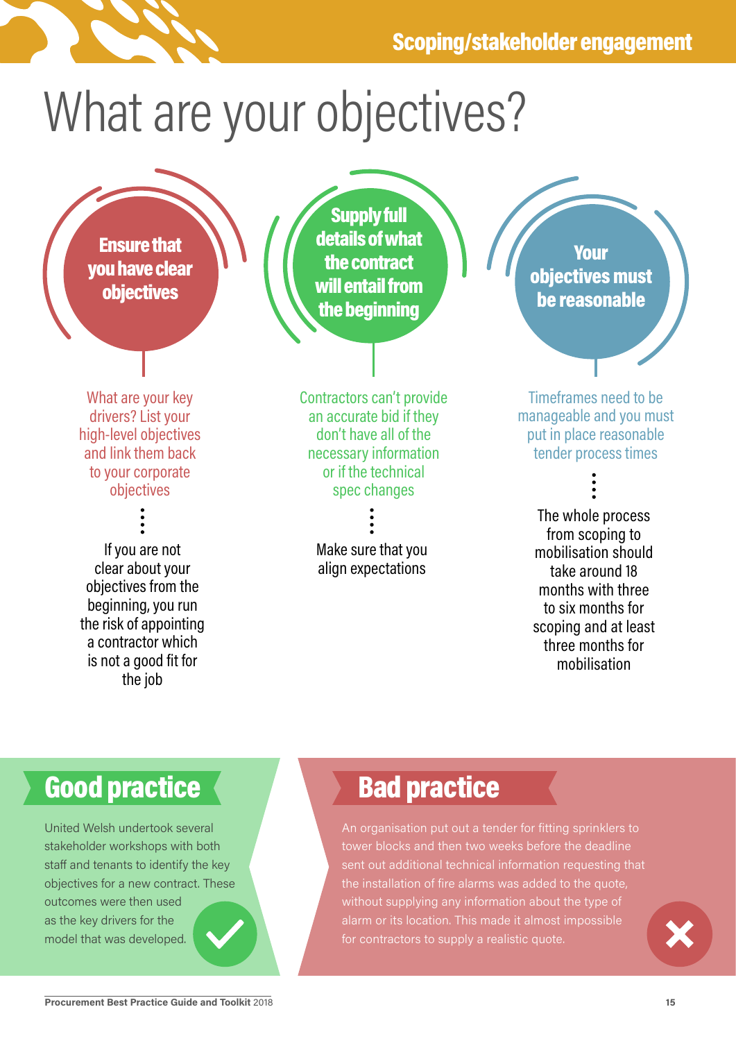# What are your objectives?

### Ensure that you have clear objectives

What are your key drivers? List your high-level objectives and link them back to your corporate objectives

If you are not clear about your objectives from the beginning, you run the risk of appointing a contractor which is not a good fit for the job

### Supply full details of what the contract will entail from the beginning

Contractors can't provide an accurate bid if they don't have all of the necessary information or if the technical spec changes

Make sure that you align expectations

### Your objectives must be reasonable

Timeframes need to be manageable and you must put in place reasonable tender process times

The whole process from scoping to mobilisation should take around 18 months with three to six months for scoping and at least three months for mobilisation

## Good practice

United Welsh undertook several stakeholder workshops with both staff and tenants to identify the key objectives for a new contract. These outcomes were then used as the key drivers for the model that was developed.

## Bad practice

An organisation put out a tender for fitting sprinklers to tower blocks and then two weeks before the deadline sent out additional technical information requesting that the installation of fire alarms was added to the quote, without supplying any information about the type of alarm or its location. This made it almost impossible for contractors to supply a realistic quote.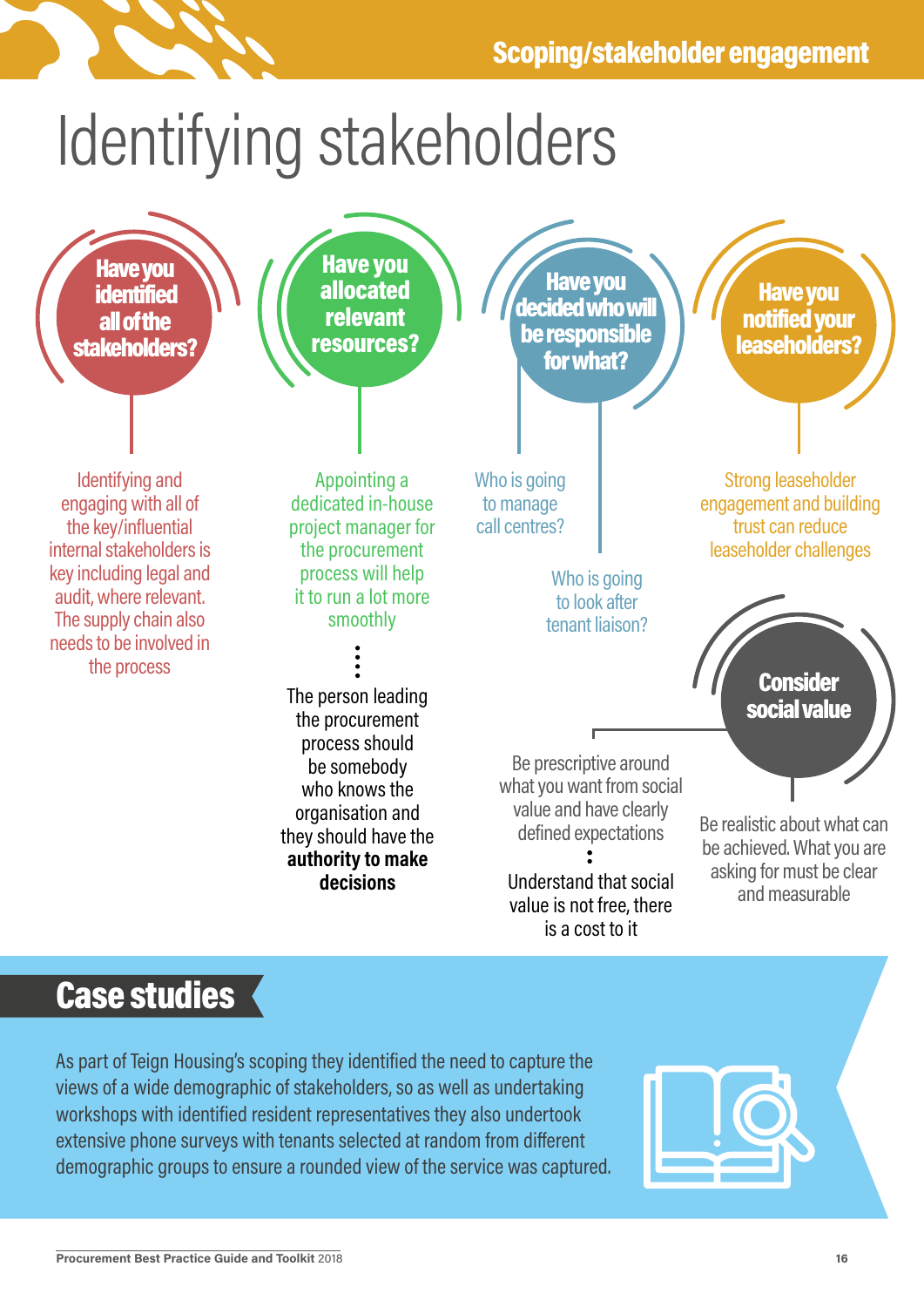# Identifying stakeholders

### Have you identified all of the stakeholders?

Identifying and engaging with all of the key/influential internal stakeholders is key including legal and audit, where relevant. The supply chain also needs to be involved in the process

### Have you allocated relevant resources?

Appointing a dedicated in-house project manager for the procurement process will help it to run a lot more smoothly

The person leading the procurement process should be somebody who knows the organisation and they should have the **authority to make decisions**

### Have you decided who will be responsible for what?

Who is going to manage call centres?

Who is going to look after tenant liaison?

### Have you notified your leaseholders?

Strong leaseholder engagement and building trust can reduce leaseholder challenges

### Consider social value

Be prescriptive around what you want from social value and have clearly defined expectations

Understand that social value is not free, there is a cost to it

Be realistic about what can be achieved. What you are asking for must be clear and measurable

## Case studies

As part of Teign Housing's scoping they identified the need to capture the views of a wide demographic of stakeholders, so as well as undertaking workshops with identified resident representatives they also undertook extensive phone surveys with tenants selected at random from different demographic groups to ensure a rounded view of the service was captured.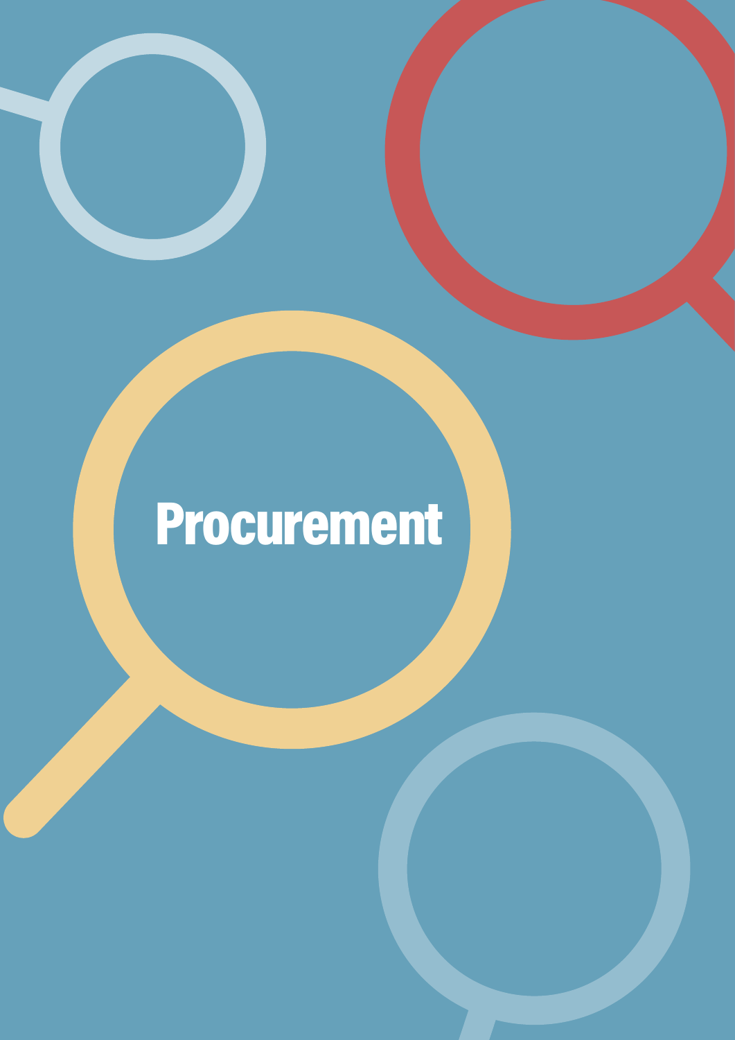# Procurement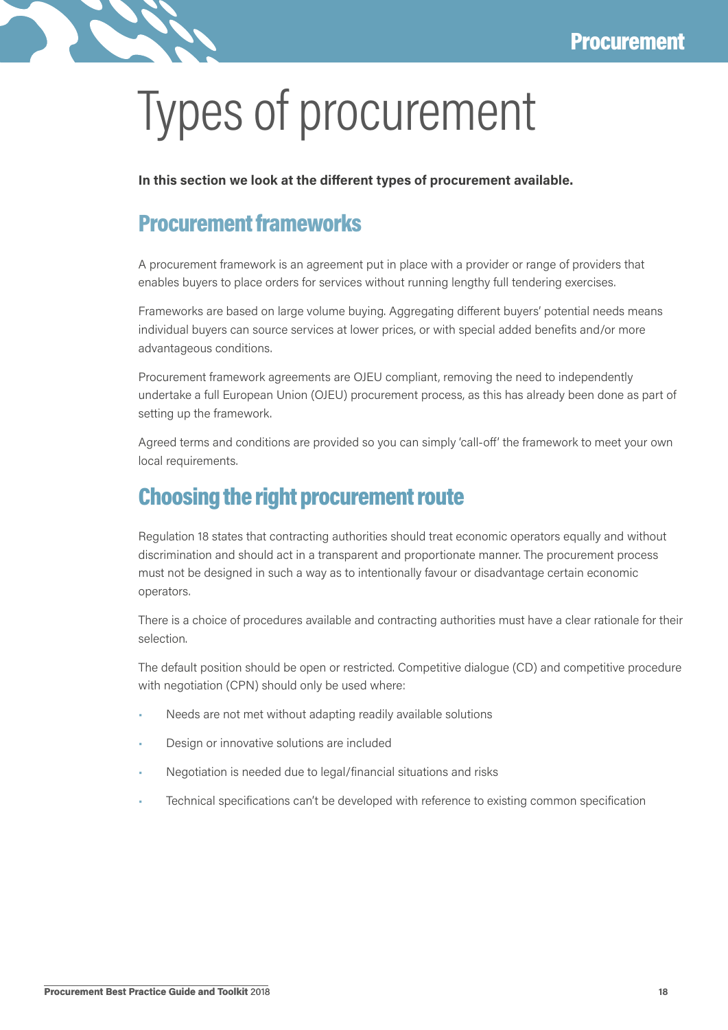# Types of procurement

**In this section we look at the different types of procurement available.**

## Procurement frameworks

A procurement framework is an agreement put in place with a provider or range of providers that enables buyers to place orders for services without running lengthy full tendering exercises.

Frameworks are based on large volume buying. Aggregating different buyers' potential needs means individual buyers can source services at lower prices, or with special added benefits and/or more advantageous conditions.

Procurement framework agreements are OJEU compliant, removing the need to independently undertake a full European Union (OJEU) procurement process, as this has already been done as part of setting up the framework.

Agreed terms and conditions are provided so you can simply 'call-off' the framework to meet your own local requirements.

## Choosing the right procurement route

Regulation 18 states that contracting authorities should treat economic operators equally and without discrimination and should act in a transparent and proportionate manner. The procurement process must not be designed in such a way as to intentionally favour or disadvantage certain economic operators.

There is a choice of procedures available and contracting authorities must have a clear rationale for their selection.

The default position should be open or restricted. Competitive dialogue (CD) and competitive procedure with negotiation (CPN) should only be used where:

- Needs are not met without adapting readily available solutions
- Design or innovative solutions are included
- Negotiation is needed due to legal/financial situations and risks
- Technical specifications can't be developed with reference to existing common specification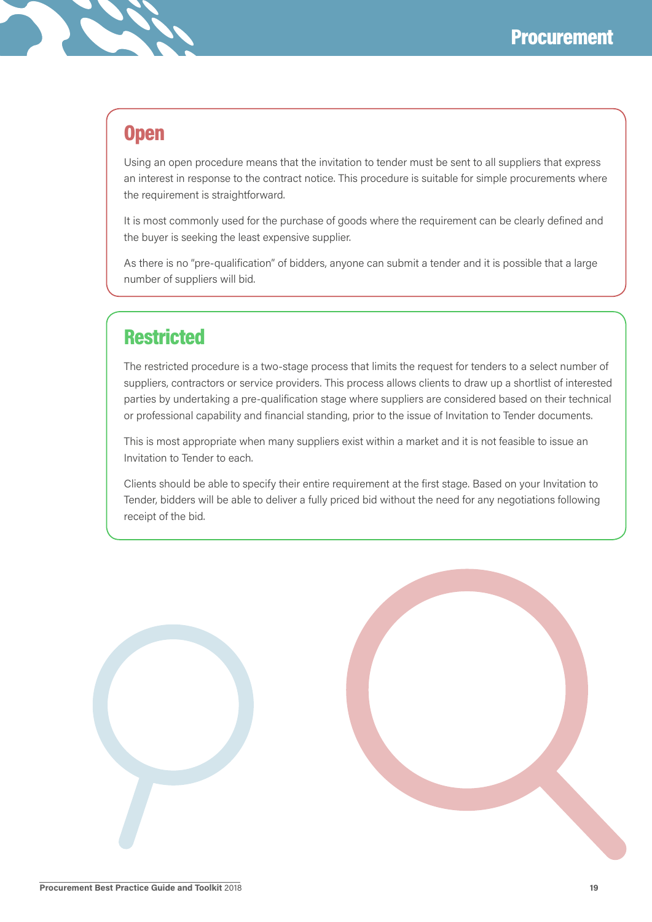## Open

Using an open procedure means that the invitation to tender must be sent to all suppliers that express an interest in response to the contract notice. This procedure is suitable for simple procurements where the requirement is straightforward.

It is most commonly used for the purchase of goods where the requirement can be clearly defined and the buyer is seeking the least expensive supplier.

As there is no "pre-qualification" of bidders, anyone can submit a tender and it is possible that a large number of suppliers will bid.

## Restricted

The restricted procedure is a two-stage process that limits the request for tenders to a select number of suppliers, contractors or service providers. This process allows clients to draw up a shortlist of interested parties by undertaking a pre-qualification stage where suppliers are considered based on their technical or professional capability and financial standing, prior to the issue of Invitation to Tender documents.

This is most appropriate when many suppliers exist within a market and it is not feasible to issue an Invitation to Tender to each.

Clients should be able to specify their entire requirement at the first stage. Based on your Invitation to Tender, bidders will be able to deliver a fully priced bid without the need for any negotiations following receipt of the bid.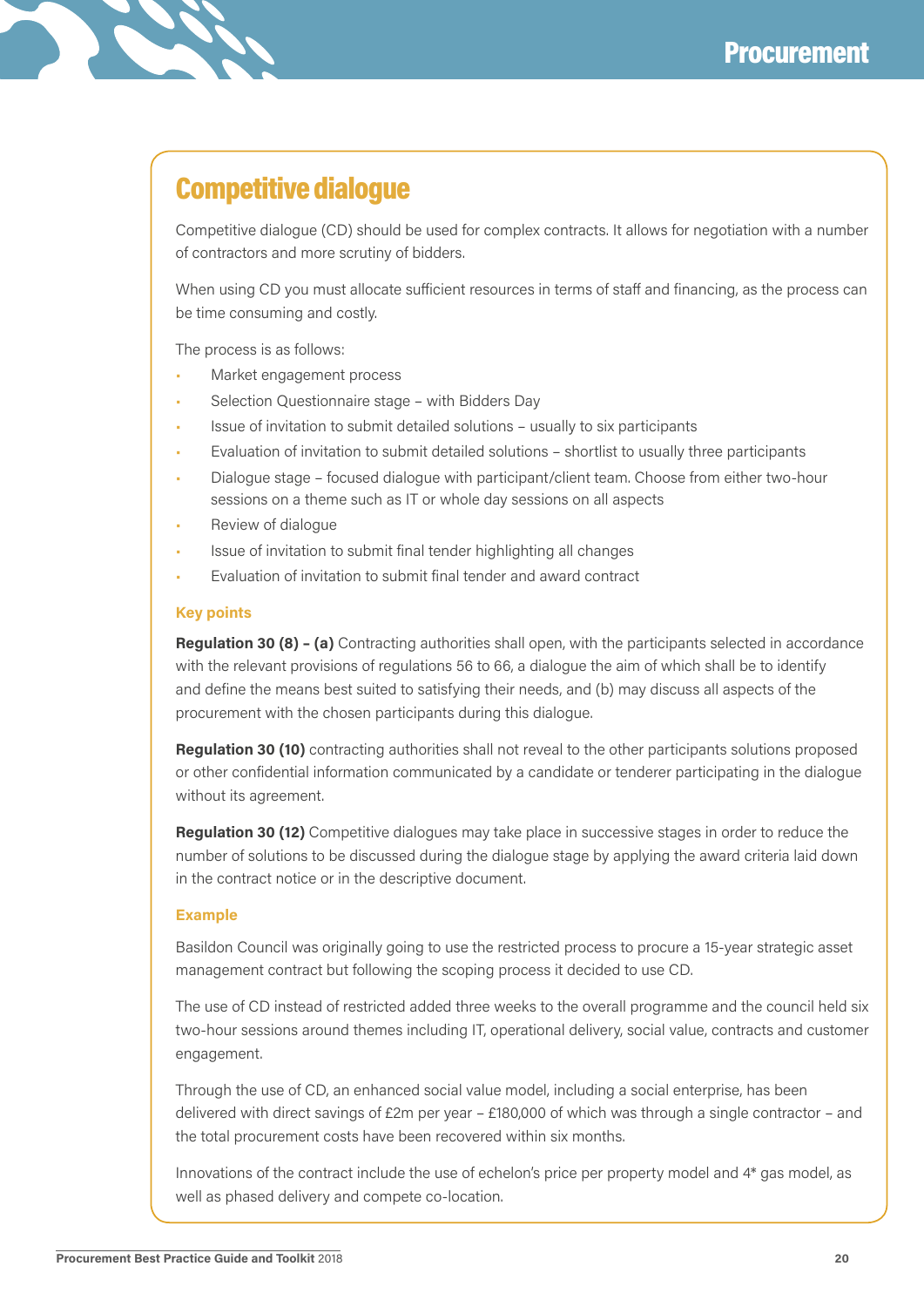## Competitive dialogue

Competitive dialogue (CD) should be used for complex contracts. It allows for negotiation with a number of contractors and more scrutiny of bidders.

When using CD you must allocate sufficient resources in terms of staff and financing, as the process can be time consuming and costly.

The process is as follows:

- Market engagement process
- Selection Questionnaire stage – with Bidders Day
- Issue of invitation to submit detailed solutions – usually to six participants
- Evaluation of invitation to submit detailed solutions – shortlist to usually three participants
- Dialogue stage – focused dialogue with participant/client team. Choose from either two-hour sessions on a theme such as IT or whole day sessions on all aspects
- Review of dialogue
- Issue of invitation to submit final tender highlighting all changes
- Evaluation of invitation to submit final tender and award contract

### Key points

**Regulation 30 (8) – (a)** Contracting authorities shall open, with the participants selected in accordance with the relevant provisions of regulations 56 to 66, a dialogue the aim of which shall be to identify and define the means best suited to satisfying their needs, and (b) may discuss all aspects of the procurement with the chosen participants during this dialogue.

**Regulation 30 (10)** contracting authorities shall not reveal to the other participants solutions proposed or other confidential information communicated by a candidate or tenderer participating in the dialogue without its agreement.

**Regulation 30 (12)** Competitive dialogues may take place in successive stages in order to reduce the number of solutions to be discussed during the dialogue stage by applying the award criteria laid down in the contract notice or in the descriptive document.

### Example

Basildon Council was originally going to use the restricted process to procure a 15-year strategic asset management contract but following the scoping process it decided to use CD.

The use of CD instead of restricted added three weeks to the overall programme and the council held six two-hour sessions around themes including IT, operational delivery, social value, contracts and customer engagement.

Through the use of CD, an enhanced social value model, including a social enterprise, has been delivered with direct savings of £2m per year – £180,000 of which was through a single contractor – and the total procurement costs have been recovered within six months.

Innovations of the contract include the use of echelon's price per property model and 4* gas model, as well as phased delivery and compete co-location.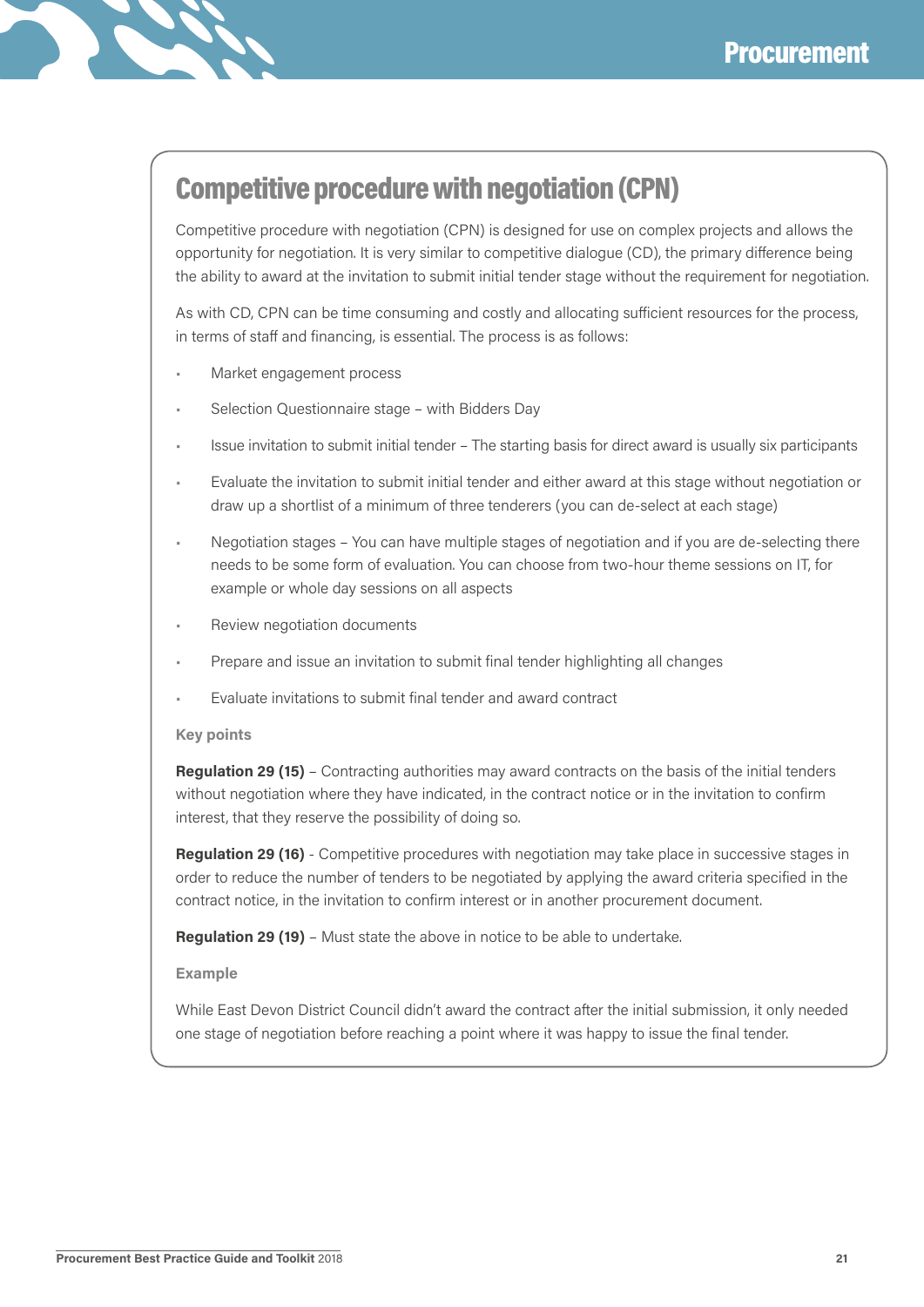## Competitive procedure with negotiation (CPN)

Competitive procedure with negotiation (CPN) is designed for use on complex projects and allows the opportunity for negotiation. It is very similar to competitive dialogue (CD), the primary difference being the ability to award at the invitation to submit initial tender stage without the requirement for negotiation.

As with CD, CPN can be time consuming and costly and allocating sufficient resources for the process, in terms of staff and financing, is essential. The process is as follows:

- Market engagement process
- Selection Questionnaire stage – with Bidders Day
- Issue invitation to submit initial tender – The starting basis for direct award is usually six participants
- Evaluate the invitation to submit initial tender and either award at this stage without negotiation or draw up a shortlist of a minimum of three tenderers (you can de-select at each stage)
- Negotiation stages – You can have multiple stages of negotiation and if you are de-selecting there needs to be some form of evaluation. You can choose from two-hour theme sessions on IT, for example or whole day sessions on all aspects
- Review negotiation documents
- Prepare and issue an invitation to submit final tender highlighting all changes
- Evaluate invitations to submit final tender and award contract

### Key points

**Regulation 29 (15)** – Contracting authorities may award contracts on the basis of the initial tenders without negotiation where they have indicated, in the contract notice or in the invitation to confirm interest, that they reserve the possibility of doing so.

**Regulation 29 (16)** - Competitive procedures with negotiation may take place in successive stages in order to reduce the number of tenders to be negotiated by applying the award criteria specified in the contract notice, in the invitation to confirm interest or in another procurement document.

**Regulation 29 (19)** – Must state the above in notice to be able to undertake.

### Example

While East Devon District Council didn't award the contract after the initial submission, it only needed one stage of negotiation before reaching a point where it was happy to issue the final tender.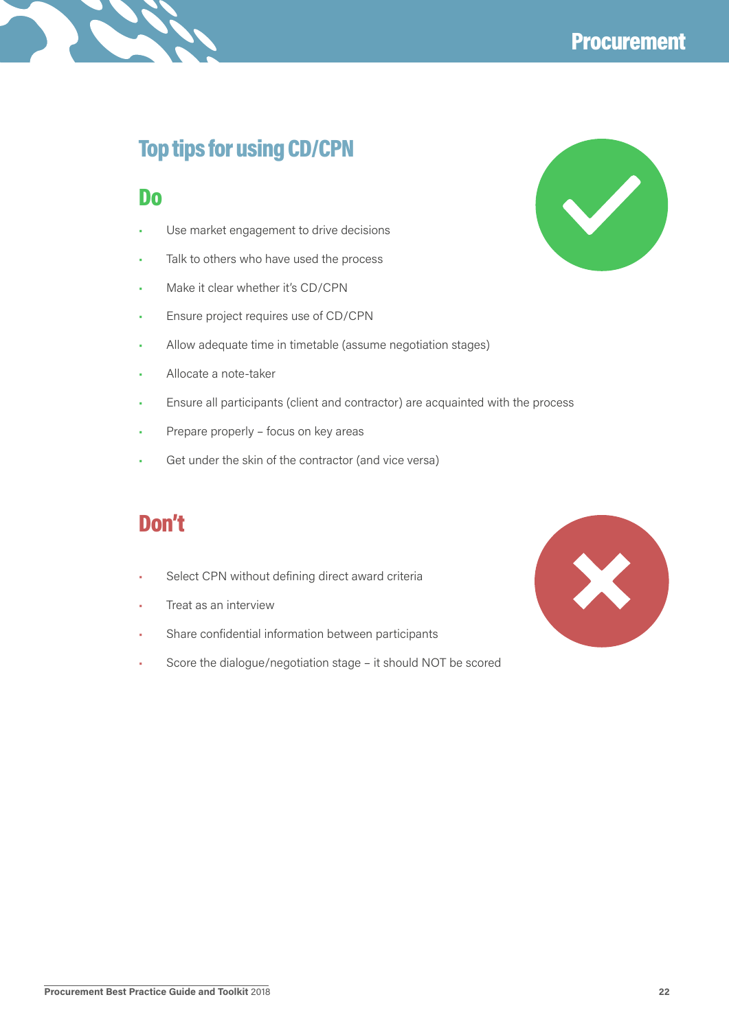## Top tips for using CD/CPN

### Do

- Use market engagement to drive decisions
- Talk to others who have used the process
- Make it clear whether it's CD/CPN
- Ensure project requires use of CD/CPN
- Allow adequate time in timetable (assume negotiation stages)
- Allocate a note-taker
- Ensure all participants (client and contractor) are acquainted with the process
- Prepare properly – focus on key areas
- Get under the skin of the contractor (and vice versa)

### Don't

- Select CPN without defining direct award criteria
- Treat as an interview
- Share confidential information between participants
- Score the dialogue/negotiation stage – it should NOT be scored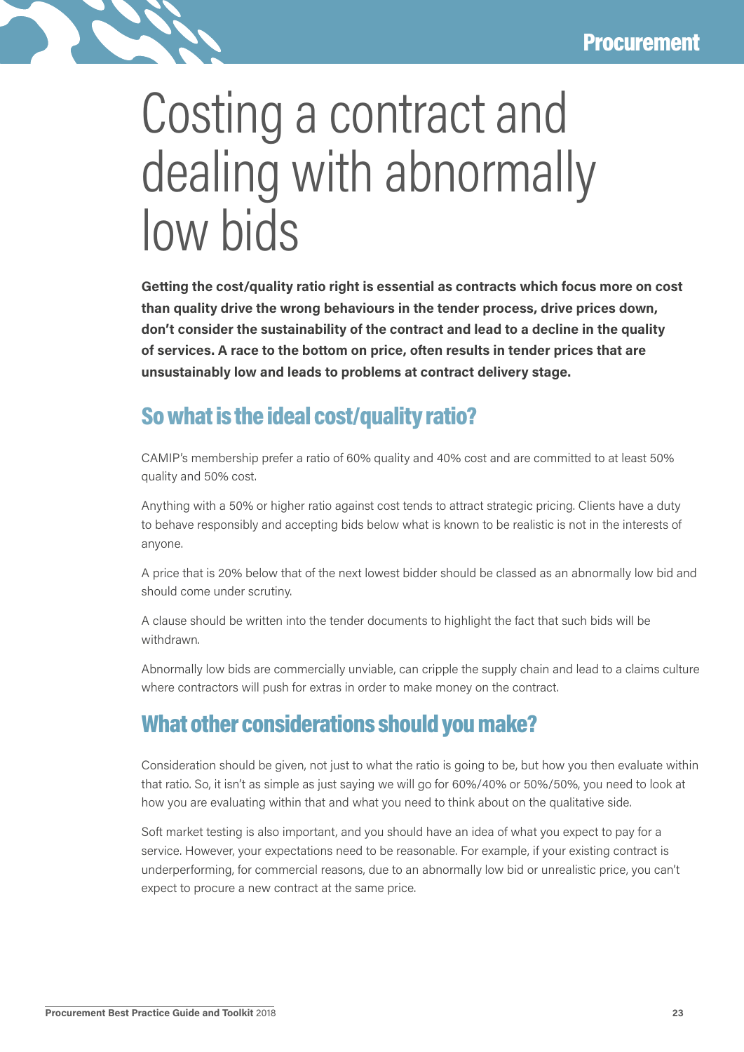# Costing a contract and dealing with abnormally low bids

**Getting the cost/quality ratio right is essential as contracts which focus more on cost than quality drive the wrong behaviours in the tender process, drive prices down, don't consider the sustainability of the contract and lead to a decline in the quality of services. A race to the bottom on price, often results in tender prices that are unsustainably low and leads to problems at contract delivery stage.**

## So what is the ideal cost/quality ratio?

CAMIP's membership prefer a ratio of 60% quality and 40% cost and are committed to at least 50% quality and 50% cost.

Anything with a 50% or higher ratio against cost tends to attract strategic pricing. Clients have a duty to behave responsibly and accepting bids below what is known to be realistic is not in the interests of anyone.

A price that is 20% below that of the next lowest bidder should be classed as an abnormally low bid and should come under scrutiny.

A clause should be written into the tender documents to highlight the fact that such bids will be withdrawn.

Abnormally low bids are commercially unviable, can cripple the supply chain and lead to a claims culture where contractors will push for extras in order to make money on the contract.

## What other considerations should you make?

Consideration should be given, not just to what the ratio is going to be, but how you then evaluate within that ratio. So, it isn't as simple as just saying we will go for 60%/40% or 50%/50%, you need to look at how you are evaluating within that and what you need to think about on the qualitative side.

Soft market testing is also important, and you should have an idea of what you expect to pay for a service. However, your expectations need to be reasonable. For example, if your existing contract is underperforming, for commercial reasons, due to an abnormally low bid or unrealistic price, you can't expect to procure a new contract at the same price.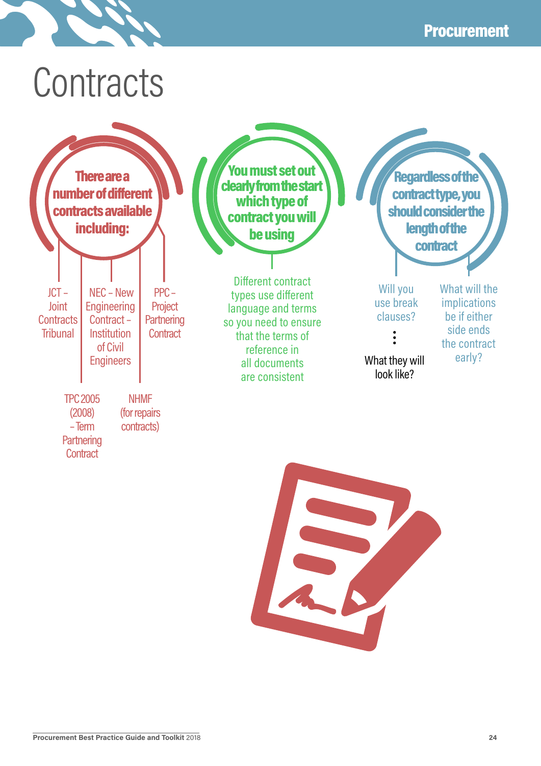# Contracts

**There are a number of different contracts available including:**

- JCT – Joint Contracts Tribunal
- NEC – New Engineering Contract – Institution of Civil Engineers
- PPC – Project Partnering Contract
- TPC 2005 (2008) – Term Partnering Contract
- NHMF (for repairs contracts)

**You must set out clearly from the start which type of contract you will be using**

Different contract types use different language and terms so you need to ensure that the terms of reference in all documents are consistent

**Regardless of the contract type, you should consider the length of the contract**

- Will you use break clauses?
  - What they will look like?
- What will the implications be if either side ends the contract early?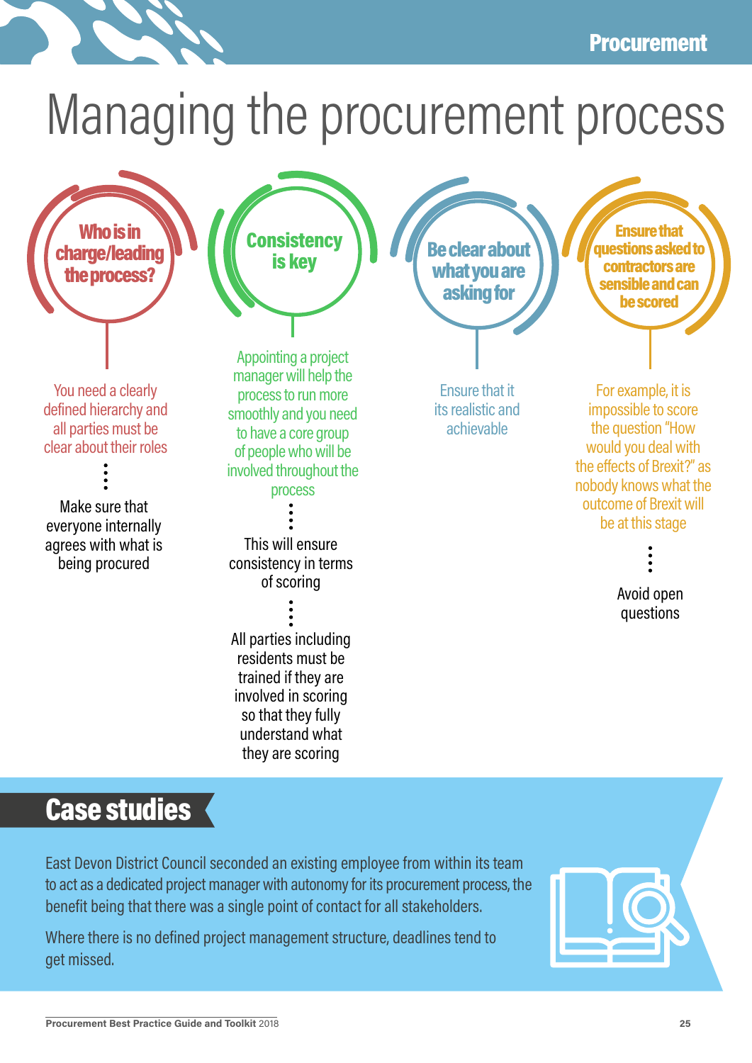# Managing the procurement process

## Who is in charge/leading the process?

You need a clearly defined hierarchy and all parties must be clear about their roles

Make sure that everyone internally agrees with what is being procured

## Consistency is key

Appointing a project manager will help the process to run more smoothly and you need to have a core group of people who will be involved throughout the process

This will ensure consistency in terms of scoring

All parties including residents must be trained if they are involved in scoring so that they fully understand what they are scoring

## Be clear about what you are asking for

Ensure that it its realistic and achievable

## Ensure that questions asked to contractors are sensible and can be scored

For example, it is impossible to score the question "How would you deal with the effects of Brexit?" as nobody knows what the outcome of Brexit will be at this stage

Avoid open questions

## Case studies

East Devon District Council seconded an existing employee from within its team to act as a dedicated project manager with autonomy for its procurement process, the benefit being that there was a single point of contact for all stakeholders.

Where there is no defined project management structure, deadlines tend to get missed.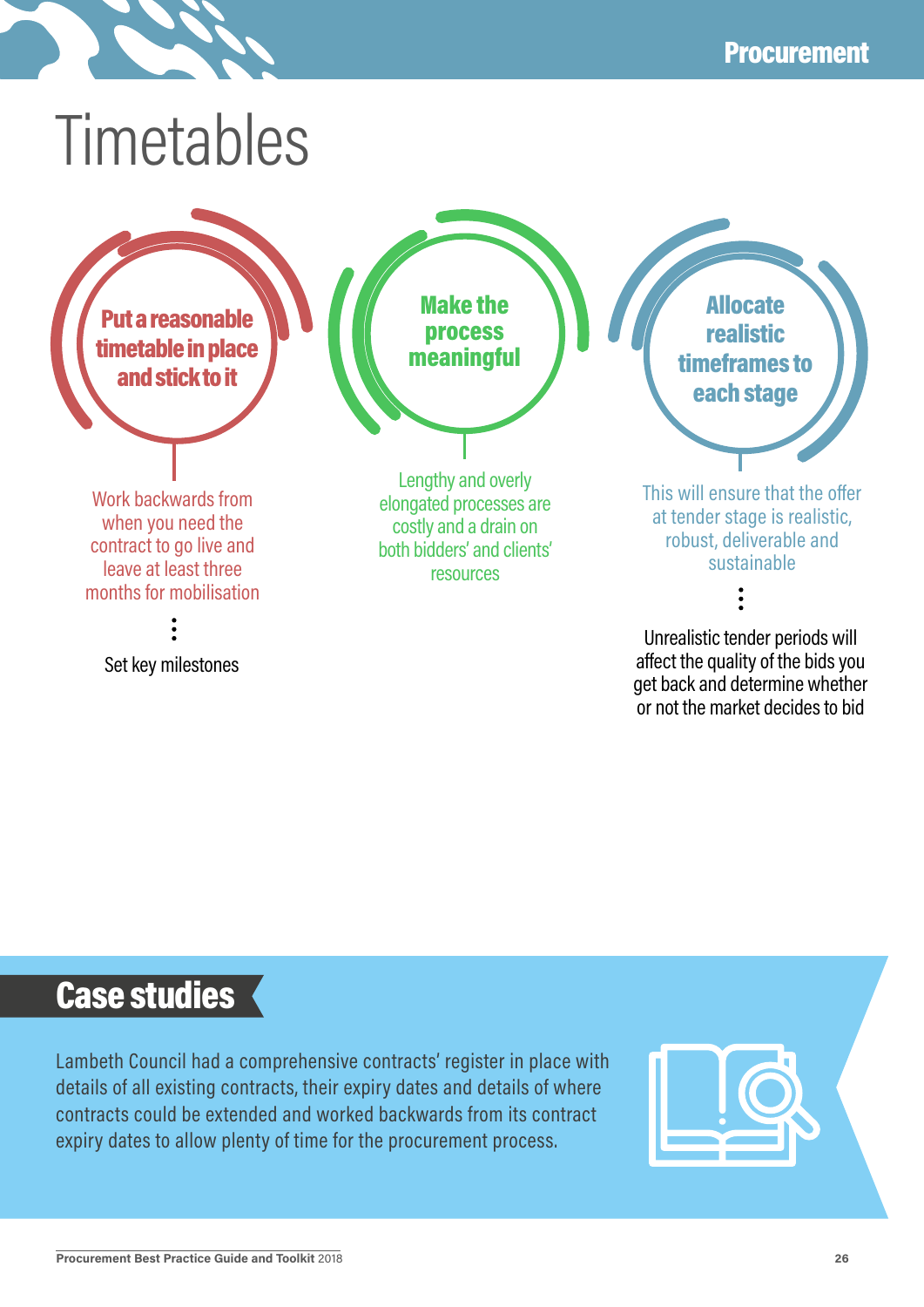# Timetables

### Put a reasonable timetable in place and stick to it

Work backwards from when you need the contract to go live and leave at least three months for mobilisation

Set key milestones

### Make the process meaningful

Lengthy and overly elongated processes are costly and a drain on both bidders' and clients' resources

### Allocate realistic timeframes to each stage

This will ensure that the offer at tender stage is realistic, robust, deliverable and sustainable

Unrealistic tender periods will affect the quality of the bids you get back and determine whether or not the market decides to bid

## Case studies

Lambeth Council had a comprehensive contracts' register in place with details of all existing contracts, their expiry dates and details of where contracts could be extended and worked backwards from its contract expiry dates to allow plenty of time for the procurement process.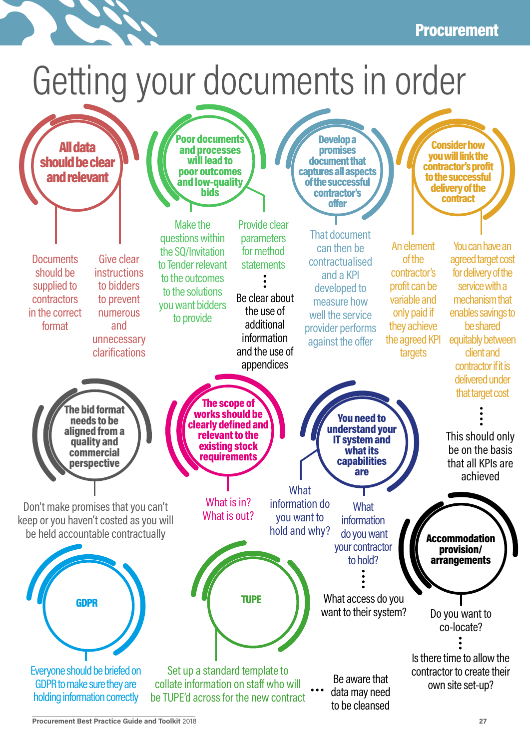# Getting your documents in order

## All data should be clear and relevant

- Documents should be supplied to contractors in the correct format
- Give clear instructions to bidders to prevent numerous and unnecessary clarifications

## Poor documents and processes will lead to poor outcomes and low-quality bids

- Make the questions within the SQ/Invitation to Tender relevant to the outcomes to the solutions you want bidders to provide
- Provide clear parameters for method statements
  - Be clear about the use of additional information and the use of appendices

## Develop a promises document that captures all aspects of the successful contractor's offer

- That document can then be contractualised and a KPI developed to measure how well the service provider performs against the offer

## Consider how you will link the contractor's profit to the successful delivery of the contract

- An element of contractor's profit can be variable and only paid if they achieve the agreed KPI targets
- You can have an agreed target cost for delivery of the service with a mechanism that enables savings to be shared equitably between client and contractor if it is delivered under that target cost
  - This should only be on the basis that all KPIs are achieved

## The bid format needs to be aligned from a quality and commercial perspective

- Don't make promises that you can't keep or you haven't costed as you will be held accountable contractually

## The scope of works should be clearly defined and relevant to the existing stock requirements

- What is in? What is out?

## You need to understand your IT system and what its capabilities are

- What information do you want to hold and why?
- What information do you want your contractor to hold?
  - What access do you want to their system?
- Be aware that data may need to be cleansed

## Accommodation provision/ arrangements

- Do you want to co-locate?
  - Is there time to allow the contractor to create their own site set-up?

## GDPR

- Everyone should be briefed on GDPR to make sure they are holding information correctly

## TUPE

- Set up a standard template to collate information on staff who will be TUPE'd across for the new contract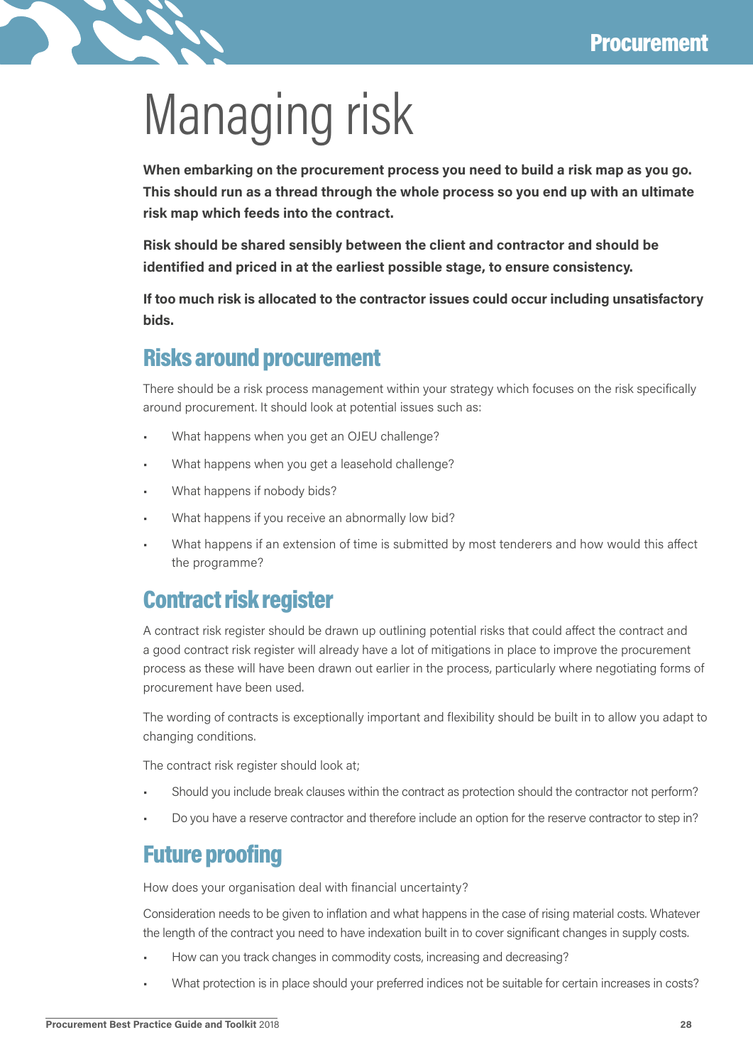# Managing risk

**When embarking on the procurement process you need to build a risk map as you go. This should run as a thread through the whole process so you end up with an ultimate risk map which feeds into the contract.**

**Risk should be shared sensibly between the client and contractor and should be identified and priced in at the earliest possible stage, to ensure consistency.**

**If too much risk is allocated to the contractor issues could occur including unsatisfactory bids.**

## Risks around procurement

There should be a risk process management within your strategy which focuses on the risk specifically around procurement. It should look at potential issues such as:

- What happens when you get an OJEU challenge?
- What happens when you get a leasehold challenge?
- What happens if nobody bids?
- What happens if you receive an abnormally low bid?
- What happens if an extension of time is submitted by most tenderers and how would this affect the programme?

## Contract risk register

A contract risk register should be drawn up outlining potential risks that could affect the contract and a good contract risk register will already have a lot of mitigations in place to improve the procurement process as these will have been drawn out earlier in the process, particularly where negotiating forms of procurement have been used.

The wording of contracts is exceptionally important and flexibility should be built in to allow you adapt to changing conditions.

The contract risk register should look at;

- Should you include break clauses within the contract as protection should the contractor not perform?
- Do you have a reserve contractor and therefore include an option for the reserve contractor to step in?

## Future proofing

How does your organisation deal with financial uncertainty?

Consideration needs to be given to inflation and what happens in the case of rising material costs. Whatever the length of the contract you need to have indexation built in to cover significant changes in supply costs.

- How can you track changes in commodity costs, increasing and decreasing?
- What protection is in place should your preferred indices not be suitable for certain increases in costs?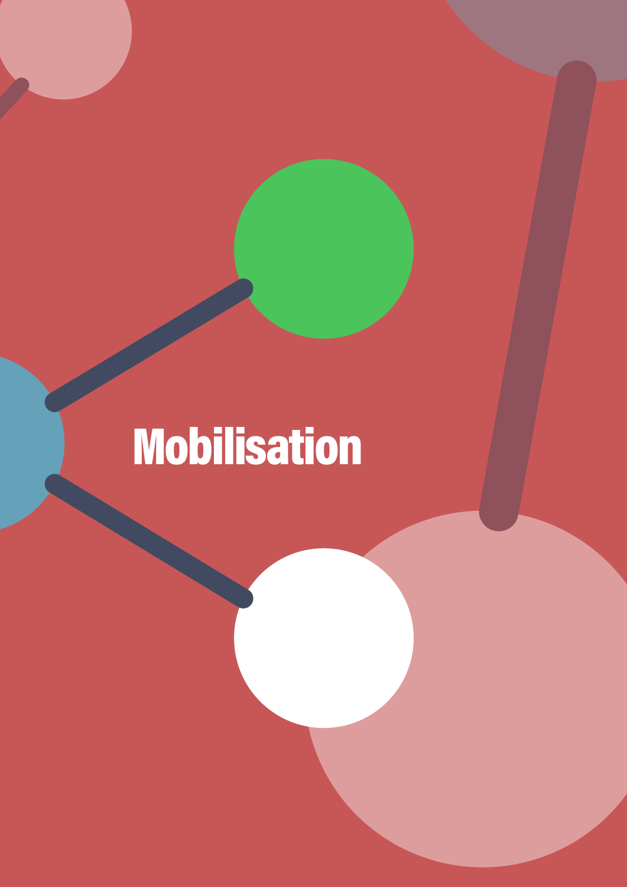# Mobilisation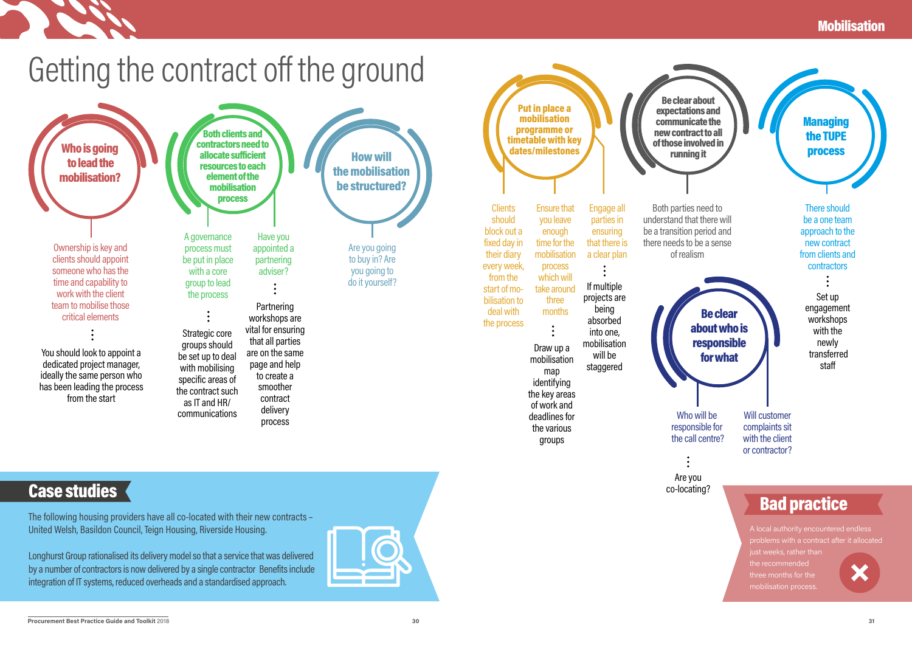# Getting the contract off the ground

### Who is going to lead the mobilisation?

Ownership is key and clients should appoint someone who has the time and capability to work with the client team to mobilise those critical elements

You should look to appoint a dedicated project manager, ideally the same person who has been leading the process from the start

### Both clients and contractors need to allocate sufficient resources to each element of the mobilisation process

A governance process must be put in place with a core group to lead the process

Strategic core groups should be set up to deal with mobilising specific areas of the contract such as IT and HR/ communications

Have you appointed a partnering adviser?

Partnering workshops are vital for ensuring that all parties are on the same page and help to create a smoother contract delivery process

### How will the mobilisation be structured?

Are you going to buy in? Are you going to do it yourself?

### Put in place a mobilisation programme or timetable with key dates/milestones

Clients should block out a fixed day in their diary every week, from the start of mobilisation to deal with the process

Ensure that you leave enough time for the mobilisation process which will take around three months

Draw up a mobilisation map identifying the key areas of work and deadlines for the various groups

Engage all parties in ensuring that there is a clear plan

If multiple projects are being absorbed into one, mobilisation will be staggered

### Be clear about expectations and communicate the new contract to all of those involved in running it

Both parties need to understand that there will be a transition period and there needs to be a sense of realism

### Be clear about who is responsible for what

Who will be responsible for the call centre?

Are you co-locating?

Will customer complaints sit with the client or contractor?

### Managing the TUPE process

There should be a one team approach to the new contract from clients and contractors

Set up engagement workshops with the newly transferred staff

## Case studies

The following housing providers have all co-located with their new contracts – United Welsh, Basildon Council, Teign Housing, Riverside Housing.

Longhurst Group rationalised its delivery model so that a service that was delivered by a number of contractors is now delivered by a single contractor Benefits include integration of IT systems, reduced overheads and a standardised approach.

## Bad practice

A local authority encountered endless problems with a contract after it allocated just weeks, rather than the recommended three months for the mobilisation process.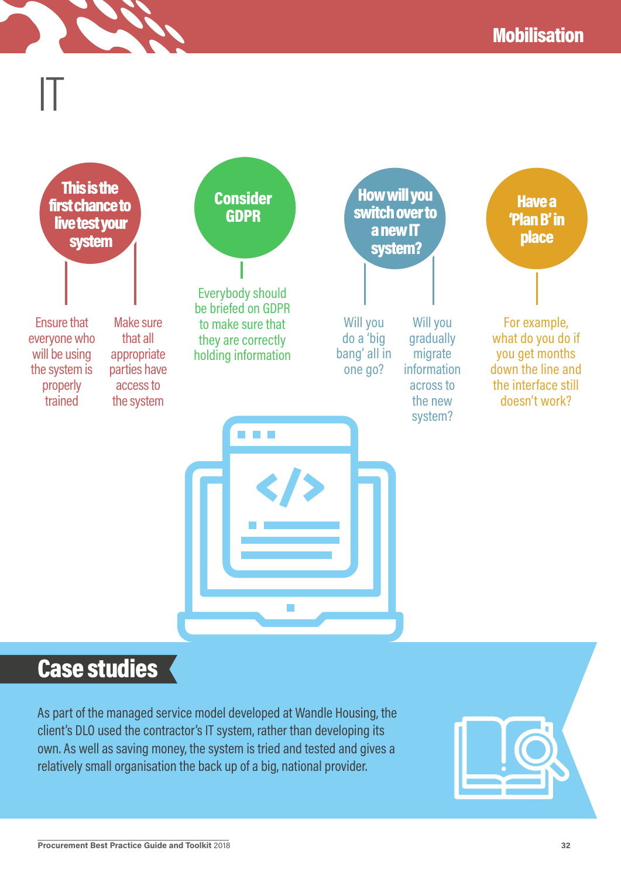# IT

### This is the first chance to live test your system

- Ensure that everyone who will be using the system is properly trained
- Make sure that all appropriate parties have access to the system

### Consider GDPR

Everybody should be briefed on GDPR to make sure that they are correctly holding information

### How will you switch over to a new IT system?

- Will you do a 'big bang' all in one go?
- Will you gradually migrate information across to the new system?

### Have a 'Plan B' in place

For example, what do you do if you get months down the line and the interface still doesn't work?

## Case studies

As part of the managed service model developed at Wandle Housing, the client's DLO used the contractor's IT system, rather than developing its own. As well as saving money, the system is tried and tested and gives a relatively small organisation the back up of a big, national provider.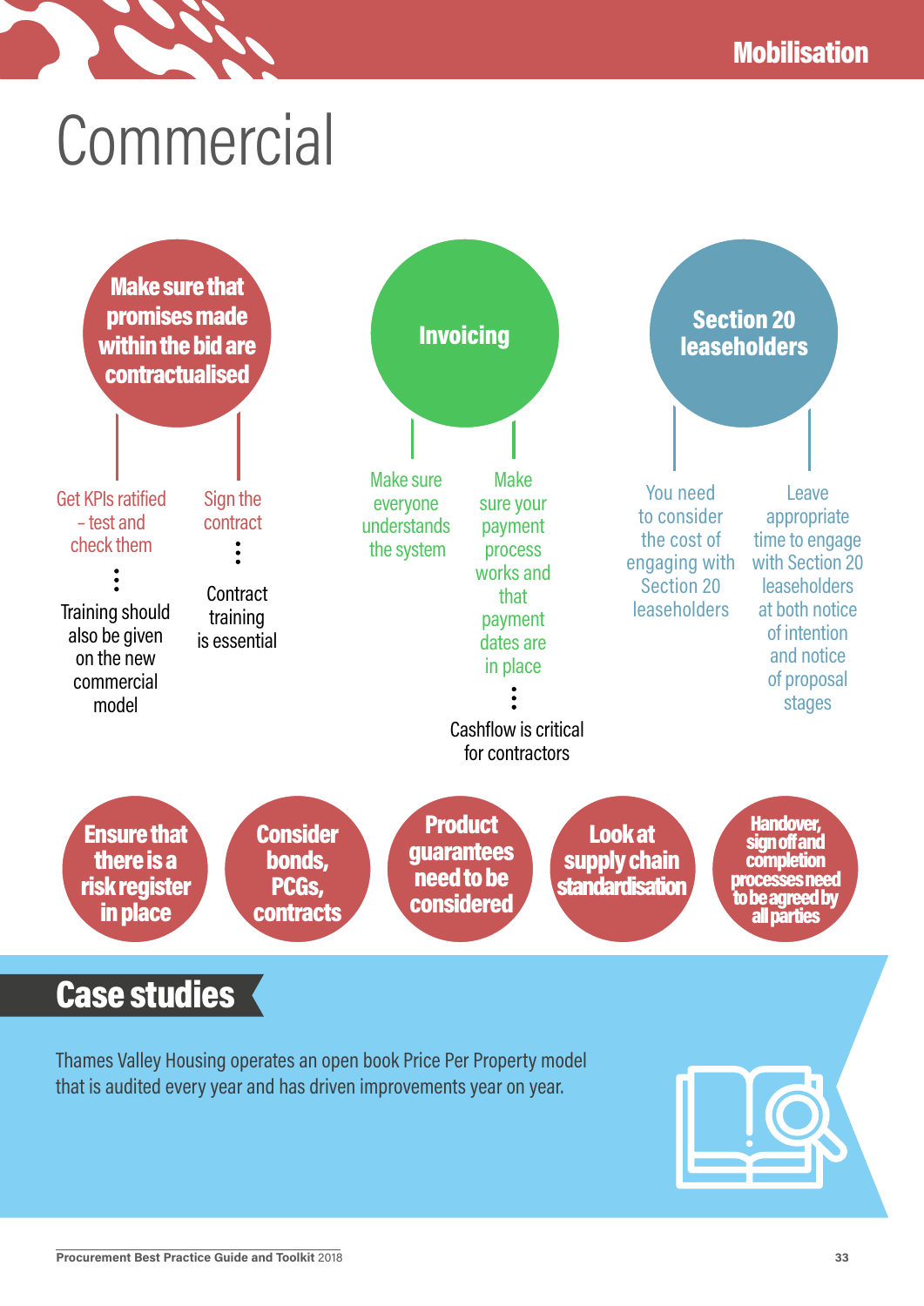# Commercial

### Make sure that promises made within the bid are contractualised

- Get KPIs ratified – test and check them
  - Training should also be given on the new commercial model
- Sign the contract
  - Contract training is essential

### Invoicing

- Make sure everyone understands the system
- Make sure your payment process works and that payment dates are in place
  - Cashflow is critical for contractors

### Section 20 leaseholders

- You need to consider the cost of engaging with Section 20 leaseholders
- Leave appropriate time to engage with Section 20 leaseholders at both notice of intention and notice of proposal stages

**Ensure that there is a risk register in place**

**Consider bonds, PCGs, contracts**

**Product guarantees need to be considered**

**Look at supply chain standardisation**

**Handover, sign off and completion processes need to be agreed by all parties**

## Case studies

Thames Valley Housing operates an open book Price Per Property model that is audited every year and has driven improvements year on year.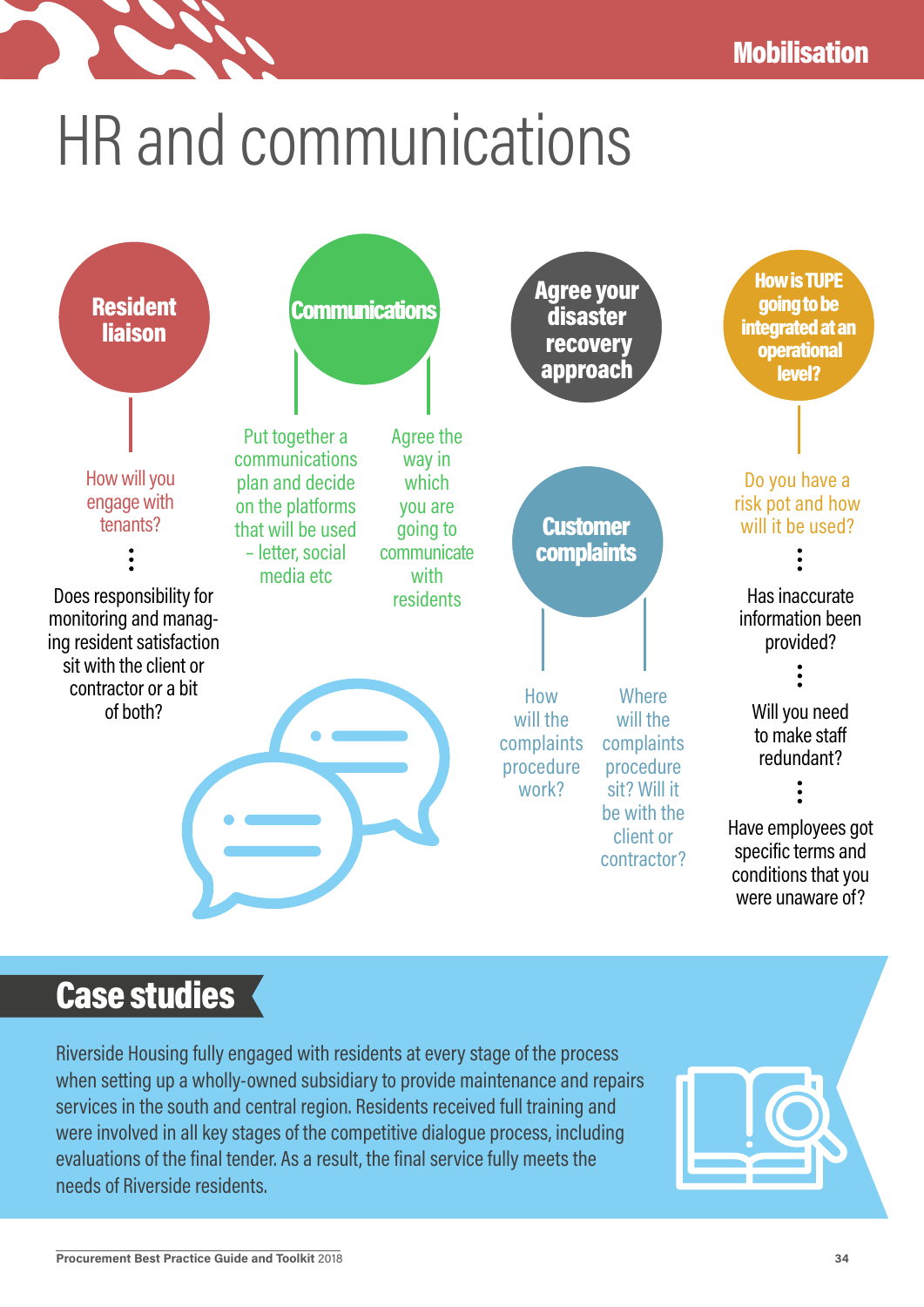# HR and communications

## Resident liaison

How will you engage with tenants?

Does responsibility for monitoring and managing resident satisfaction sit with the client or contractor or a bit of both?

## Communications

Put together a communications plan and decide on the platforms that will be used – letter, social media etc

Agree the way in which you are going to communicate with residents

## Agree your disaster recovery approach

## Customer complaints

How will the complaints procedure work?

Where will the complaints procedure sit? Will it be with the client or contractor?

## How is TUPE going to be integrated at an operational level?

Do you have a risk pot and how will it be used?

Has inaccurate information been provided?

Will you need to make staff redundant?

Have employees got specific terms and conditions that you were unaware of?

## Case studies

Riverside Housing fully engaged with residents at every stage of the process when setting up a wholly-owned subsidiary to provide maintenance and repairs services in the south and central region. Residents received full training and were involved in all key stages of the competitive dialogue process, including evaluations of the final tender. As a result, the final service fully meets the needs of Riverside residents.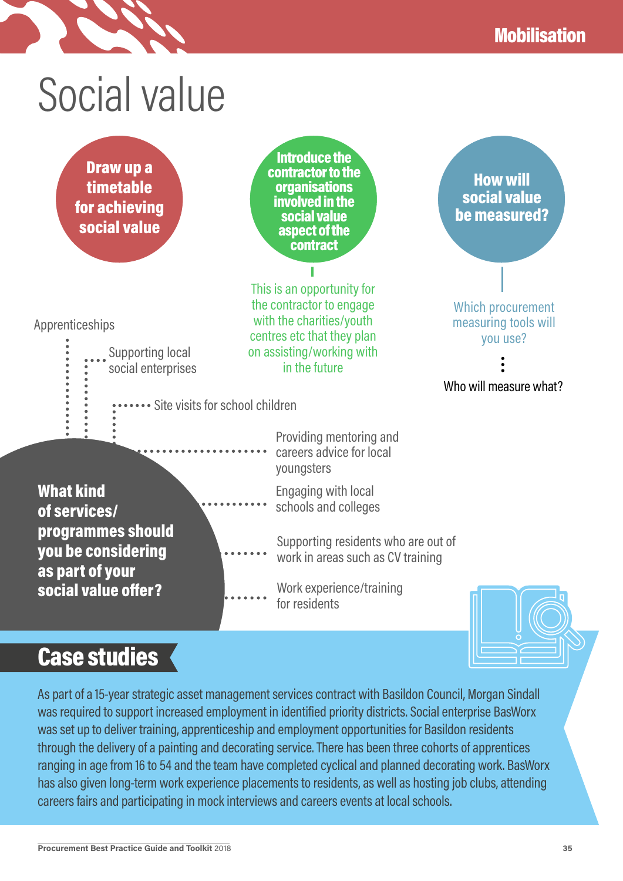# Social value

**Draw up a timetable for achieving social value**

**Introduce the contractor to the organisations involved in the social value aspect of the contract**

This is an opportunity for the contractor to engage with the charities/youth centres etc that they plan on assisting/working with in the future

**How will social value be measured?**

Which procurement measuring tools will you use?

Who will measure what?

**What kind of services/ programmes should you be considering as part of your social value offer?**

- Apprenticeships
- Supporting local social enterprises
- Site visits for school children
- Providing mentoring and careers advice for local youngsters
- Engaging with local schools and colleges
- Supporting residents who are out of work in areas such as CV training
- Work experience/training for residents

## Case studies

As part of a 15-year strategic asset management services contract with Basildon Council, Morgan Sindall was required to support increased employment in identified priority districts. Social enterprise BasWorx was set up to deliver training, apprenticeship and employment opportunities for Basildon residents through the delivery of a painting and decorating service. There has been three cohorts of apprentices ranging in age from 16 to 54 and the team have completed cyclical and planned decorating work. BasWorx has also given long-term work experience placements to residents, as well as hosting job clubs, attending careers fairs and participating in mock interviews and careers events at local schools.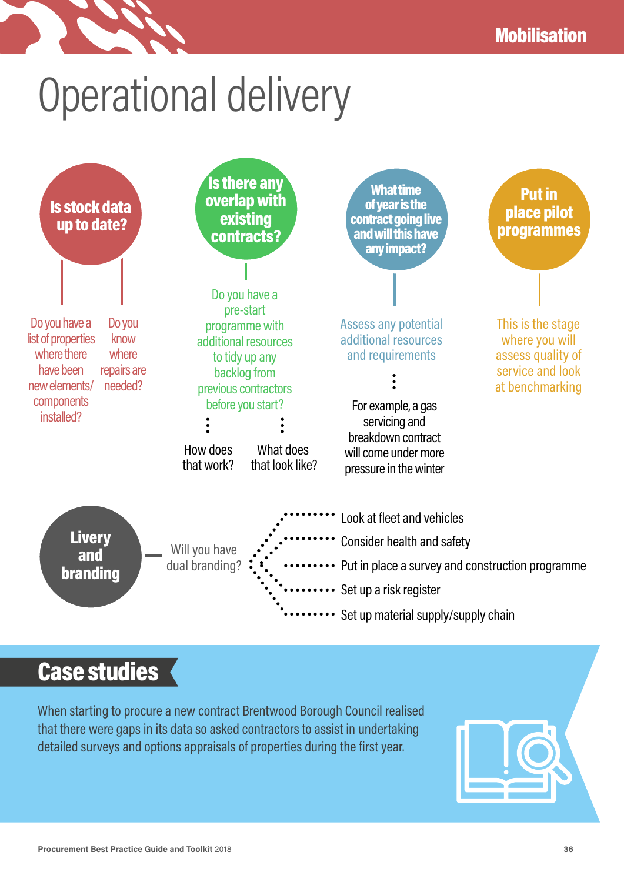# Operational delivery

## Is stock data up to date?

- Do you have a list of properties where there have been new elements/components installed?
- Do you know where repairs are needed?

## Is there any overlap with existing contracts?

Do you have a pre-start programme with additional resources to tidy up any backlog from previous contractors before you start?

- How does that work?
- What does that look like?

## What time of year is the contract going live and will this have any impact?

Assess any potential additional resources and requirements

For example, a gas servicing and breakdown contract will come under more pressure in the winter

## Put in place pilot programmes

This is the stage where you will assess quality of service and look at benchmarking

## Livery and branding

Will you have dual branding?

- Look at fleet and vehicles
- Consider health and safety
- Put in place a survey and construction programme
- Set up a risk register
- Set up material supply/supply chain

## Case studies

When starting to procure a new contract Brentwood Borough Council realised that there were gaps in its data so asked contractors to assist in undertaking detailed surveys and options appraisals of properties during the first year.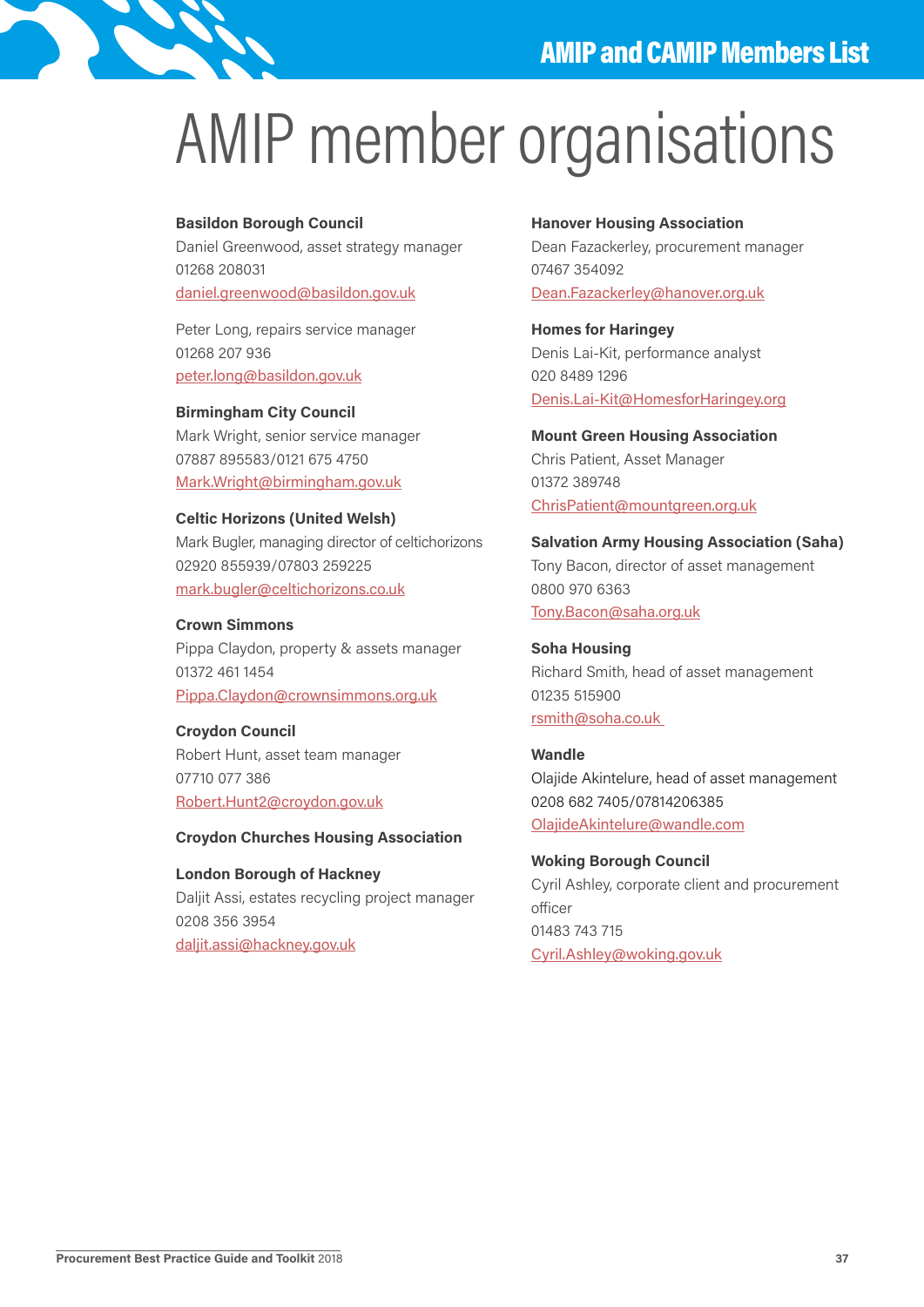# AMIP member organisations

**Basildon Borough Council**
Daniel Greenwood, asset strategy manager
01268 208031
daniel.greenwood@basildon.gov.uk

Peter Long, repairs service manager
01268 207 936
peter.long@basildon.gov.uk

**Birmingham City Council**
Mark Wright, senior service manager
07887 895583/0121 675 4750
Mark.Wright@birmingham.gov.uk

**Celtic Horizons (United Welsh)**
Mark Bugler, managing director of celtichorizons
02920 855939/07803 259225
mark.bugler@celtichorizons.co.uk

**Crown Simmons**
Pippa Claydon, property & assets manager
01372 461 1454
Pippa.Claydon@crownsimmons.org.uk

**Croydon Council**
Robert Hunt, asset team manager
07710 077 386
Robert.Hunt2@croydon.gov.uk

**Croydon Churches Housing Association**

**London Borough of Hackney**
Daljit Assi, estates recycling project manager
0208 356 3954
daljit.assi@hackney.gov.uk

**Hanover Housing Association**
Dean Fazackerley, procurement manager
07467 354092
Dean.Fazackerley@hanover.org.uk

**Homes for Haringey**
Denis Lai-Kit, performance analyst
020 8489 1296
Denis.Lai-Kit@HomesforHaringey.org

**Mount Green Housing Association**
Chris Patient, Asset Manager
01372 389748
ChrisPatient@mountgreen.org.uk

**Salvation Army Housing Association (Saha)**
Tony Bacon, director of asset management
0800 970 6363
Tony.Bacon@saha.org.uk

**Soha Housing**
Richard Smith, head of asset management
01235 515900
rsmith@soha.co.uk

**Wandle**
Olajide Akintelure, head of asset management
0208 682 7405/07814206385
OlajideAkintelure@wandle.com

**Woking Borough Council**
Cyril Ashley, corporate client and procurement officer
01483 743 715
Cyril.Ashley@woking.gov.uk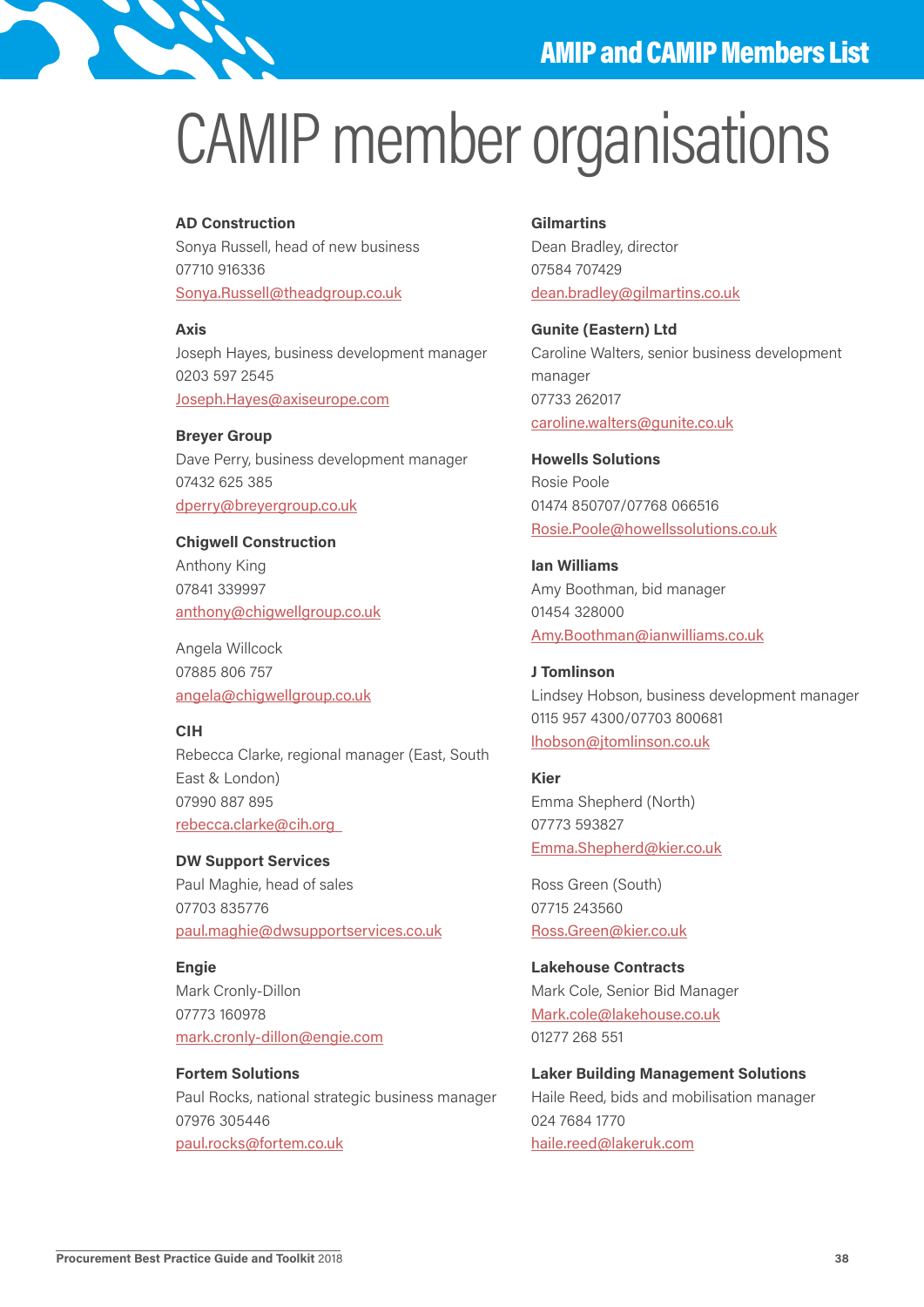# CAMIP member organisations

**AD Construction**
Sonya Russell, head of new business
07710 916336
Sonya.Russell@theadgroup.co.uk

**Axis**
Joseph Hayes, business development manager
0203 597 2545
Joseph.Hayes@axiseurope.com

**Breyer Group**
Dave Perry, business development manager
07432 625 385
dperry@breyergroup.co.uk

**Chigwell Construction**
Anthony King
07841 339997
anthony@chigwellgroup.co.uk

Angela Willcock
07885 806 757
angela@chigwellgroup.co.uk

**CIH**
Rebecca Clarke, regional manager (East, South East & London)
07990 887 895
rebecca.clarke@cih.org

**DW Support Services**
Paul Maghie, head of sales
07703 835776
paul.maghie@dwsupportservices.co.uk

**Engie**
Mark Cronly-Dillon
07773 160978
mark.cronly-dillon@engie.com

**Fortem Solutions**
Paul Rocks, national strategic business manager
07976 305446
paul.rocks@fortem.co.uk

**Gilmartins**
Dean Bradley, director
07584 707429
dean.bradley@gilmartins.co.uk

**Gunite (Eastern) Ltd**
Caroline Walters, senior business development manager
07733 262017
caroline.walters@gunite.co.uk

**Howells Solutions**
Rosie Poole
01474 850707/07768 066516
Rosie.Poole@howellssolutions.co.uk

**Ian Williams**
Amy Boothman, bid manager
01454 328000
Amy.Boothman@ianwilliams.co.uk

**J Tomlinson**
Lindsey Hobson, business development manager
0115 957 4300/07703 800681
lhobson@jtomlinson.co.uk

**Kier**
Emma Shepherd (North)
07773 593827
Emma.Shepherd@kier.co.uk

Ross Green (South)
07715 243560
Ross.Green@kier.co.uk

**Lakehouse Contracts**
Mark Cole, Senior Bid Manager
Mark.cole@lakehouse.co.uk
01277 268 551

**Laker Building Management Solutions**
Haile Reed, bids and mobilisation manager
024 7684 1770
haile.reed@lakeruk.com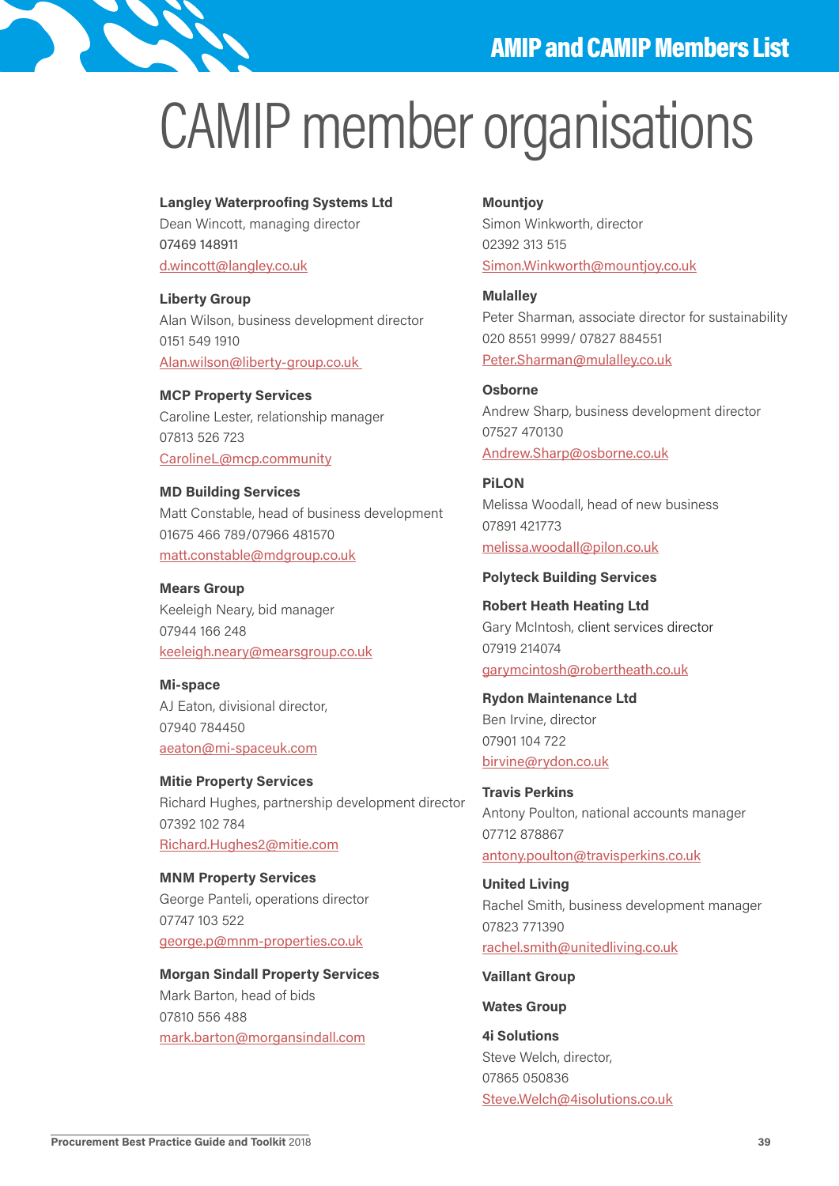# CAMIP member organisations

**Langley Waterproofing Systems Ltd**
Dean Wincott, managing director
07469 148911
d.wincott@langley.co.uk

**Liberty Group**
Alan Wilson, business development director
0151 549 1910
Alan.wilson@liberty-group.co.uk

**MCP Property Services**
Caroline Lester, relationship manager
07813 526 723
CarolineL@mcp.community

**MD Building Services**
Matt Constable, head of business development
01675 466 789/07966 481570
matt.constable@mdgroup.co.uk

**Mears Group**
Keeleigh Neary, bid manager
07944 166 248
keeleigh.neary@mearsgroup.co.uk

**Mi-space**
AJ Eaton, divisional director,
07940 784450
aeaton@mi-spaceuk.com

**Mitie Property Services**
Richard Hughes, partnership development director
07392 102 784
Richard.Hughes2@mitie.com

**MNM Property Services**
George Panteli, operations director
07747 103 522
george.p@mnm-properties.co.uk

**Morgan Sindall Property Services**
Mark Barton, head of bids
07810 556 488
mark.barton@morgansindall.com

**Mountjoy**
Simon Winkworth, director
02392 313 515
Simon.Winkworth@mountjoy.co.uk

**Mulalley**
Peter Sharman, associate director for sustainability
020 8551 9999/ 07827 884551
Peter.Sharman@mulalley.co.uk

**Osborne**
Andrew Sharp, business development director
07527 470130
Andrew.Sharp@osborne.co.uk

**PiLON**
Melissa Woodall, head of new business
07891 421773
melissa.woodall@pilon.co.uk

**Polyteck Building Services**

**Robert Heath Heating Ltd**
Gary McIntosh, client services director
07919 214074
garymcintosh@robertheath.co.uk

**Rydon Maintenance Ltd**
Ben Irvine, director
07901 104 722
birvine@rydon.co.uk

**Travis Perkins**
Antony Poulton, national accounts manager
07712 878867
antony.poulton@travisperkins.co.uk

**United Living**
Rachel Smith, business development manager
07823 771390
rachel.smith@unitedliving.co.uk

**Vaillant Group**

**Wates Group**

**4i Solutions**
Steve Welch, director,
07865 050836
Steve.Welch@4isolutions.co.uk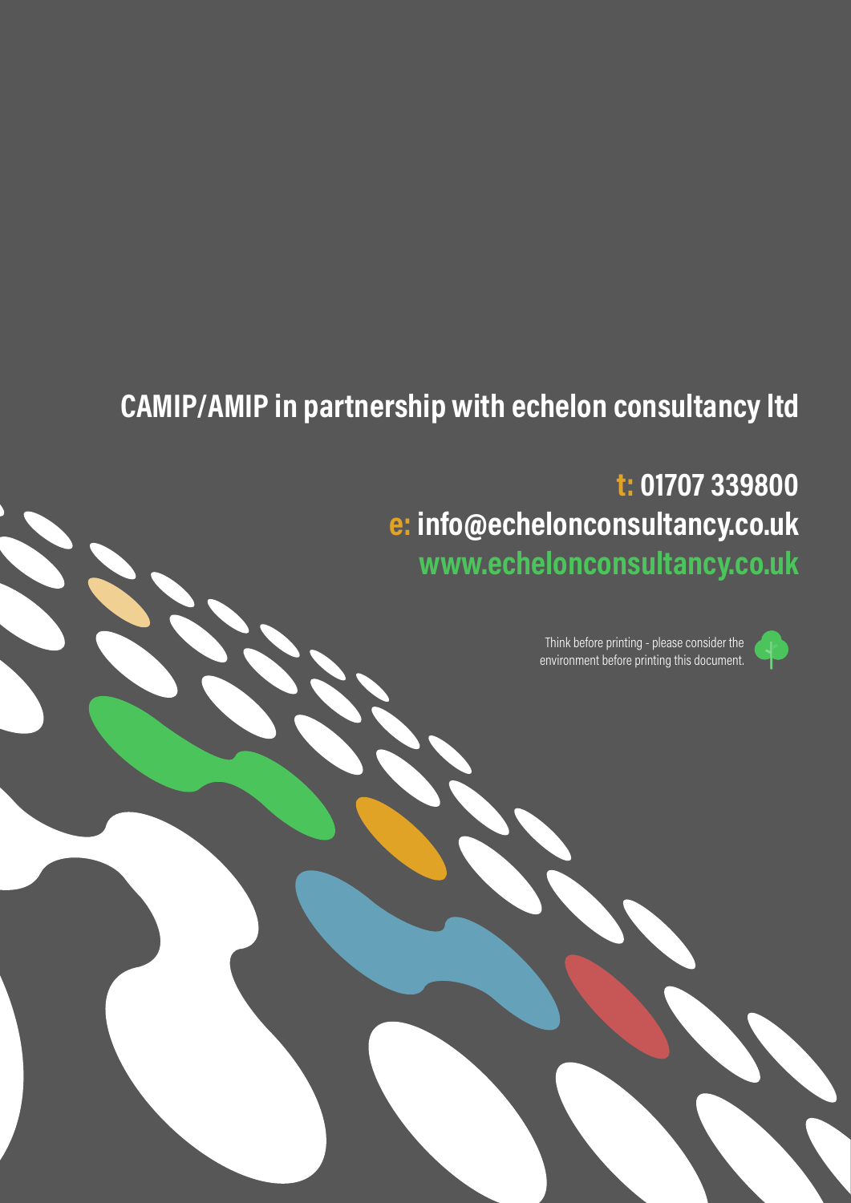## CAMIP/AMIP in partnership with echelon consultancy ltd

**t: 01707 339800**
**e: info@echelonconsultancy.co.uk**
**www.echelonconsultancy.co.uk**

Think before printing - please consider the environment before printing this document.